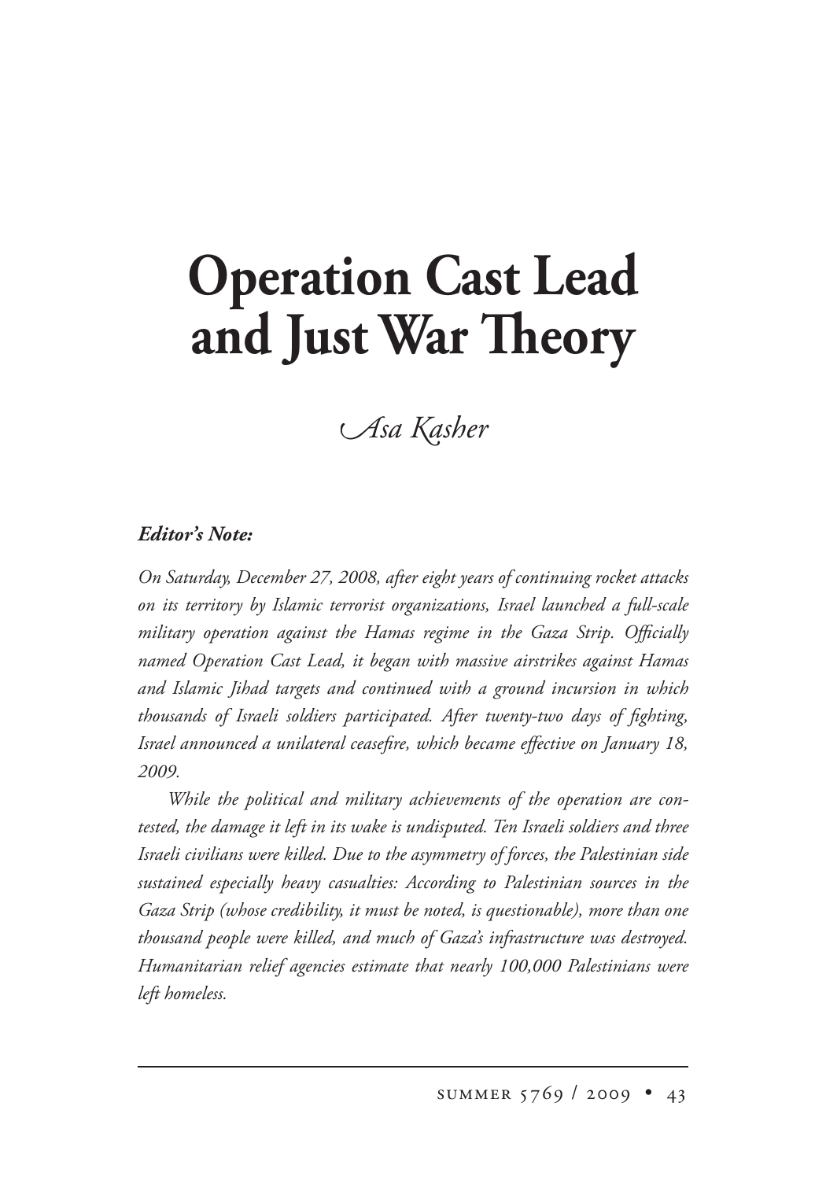# Operation Cast Lead and Just War Theory

*Asa Kasher*

***Editor's Note:***

*On Saturday, December 27, 2008, after eight years of continuing rocket attacks on its territory by Islamic terrorist organizations, Israel launched a full-scale military operation against the Hamas regime in the Gaza Strip. Officially named Operation Cast Lead, it began with massive airstrikes against Hamas and Islamic Jihad targets and continued with a ground incursion in which thousands of Israeli soldiers participated. After twenty-two days of fighting, Israel announced a unilateral ceasefire, which became effective on January 18, 2009.*

*While the political and military achievements of the operation are contested, the damage it left in its wake is undisputed. Ten Israeli soldiers and three Israeli civilians were killed. Due to the asymmetry of forces, the Palestinian side sustained especially heavy casualties: According to Palestinian sources in the Gaza Strip (whose credibility, it must be noted, is questionable), more than one thousand people were killed, and much of Gaza's infrastructure was destroyed. Humanitarian relief agencies estimate that nearly 100,000 Palestinians were left homeless.*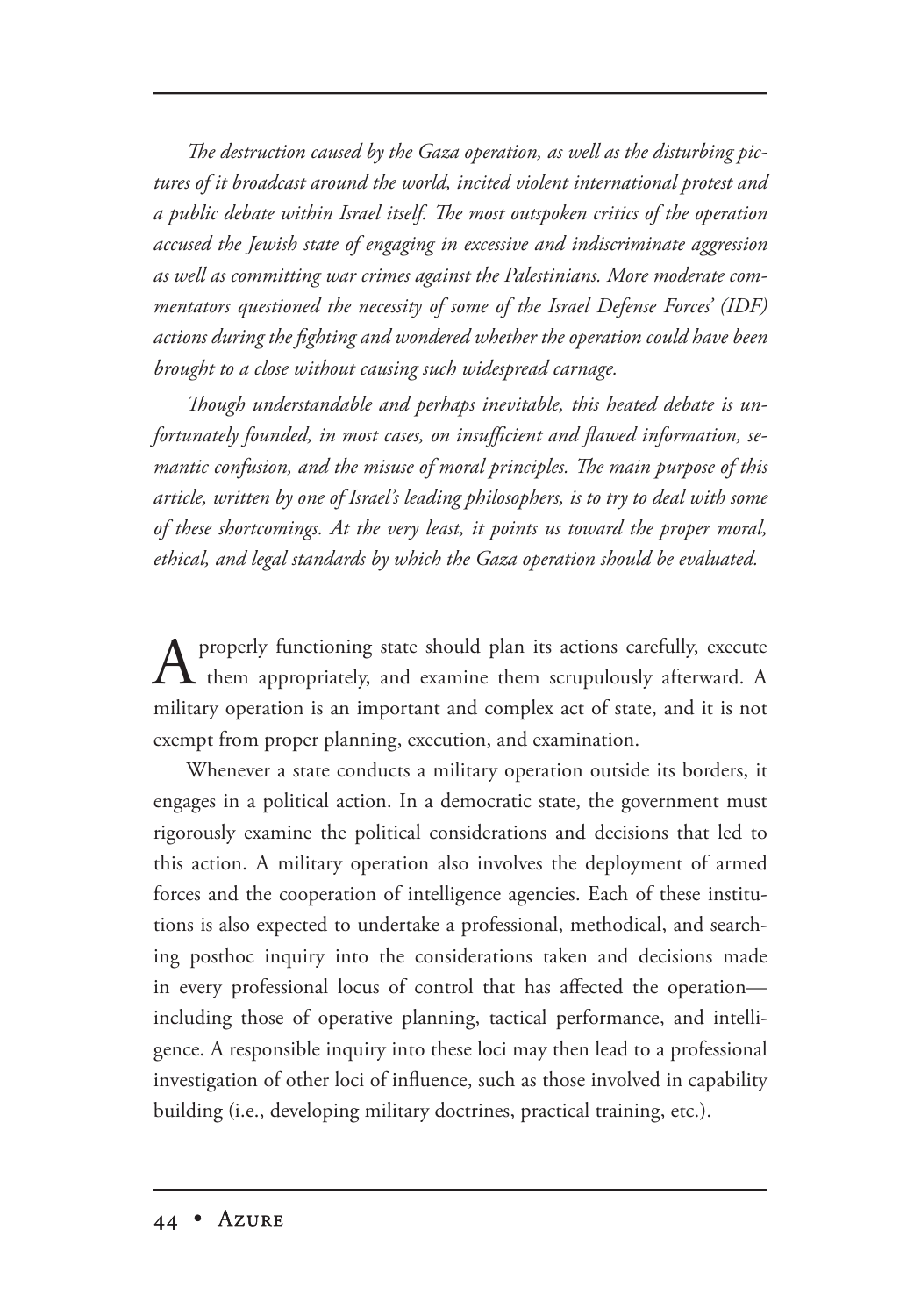*The destruction caused by the Gaza operation, as well as the disturbing pictures of it broadcast around the world, incited violent international protest and a public debate within Israel itself. The most outspoken critics of the operation accused the Jewish state of engaging in excessive and indiscriminate aggression as well as committing war crimes against the Palestinians. More moderate commentators questioned the necessity of some of the Israel Defense Forces' (IDF) actions during the fighting and wondered whether the operation could have been brought to a close without causing such widespread carnage.*

*Though understandable and perhaps inevitable, this heated debate is unfortunately founded, in most cases, on insufficient and flawed information, semantic confusion, and the misuse of moral principles. The main purpose of this article, written by one of Israel's leading philosophers, is to try to deal with some of these shortcomings. At the very least, it points us toward the proper moral, ethical, and legal standards by which the Gaza operation should be evaluated.*

A properly functioning state should plan its actions carefully, execute them appropriately, and examine them scrupulously afterward. A military operation is an important and complex act of state, and it is not exempt from proper planning, execution, and examination.

Whenever a state conducts a military operation outside its borders, it engages in a political action. In a democratic state, the government must rigorously examine the political considerations and decisions that led to this action. A military operation also involves the deployment of armed forces and the cooperation of intelligence agencies. Each of these institutions is also expected to undertake a professional, methodical, and searching posthoc inquiry into the considerations taken and decisions made in every professional locus of control that has affected the operation—including those of operative planning, tactical performance, and intelligence. A responsible inquiry into these loci may then lead to a professional investigation of other loci of influence, such as those involved in capability building (i.e., developing military doctrines, practical training, etc.).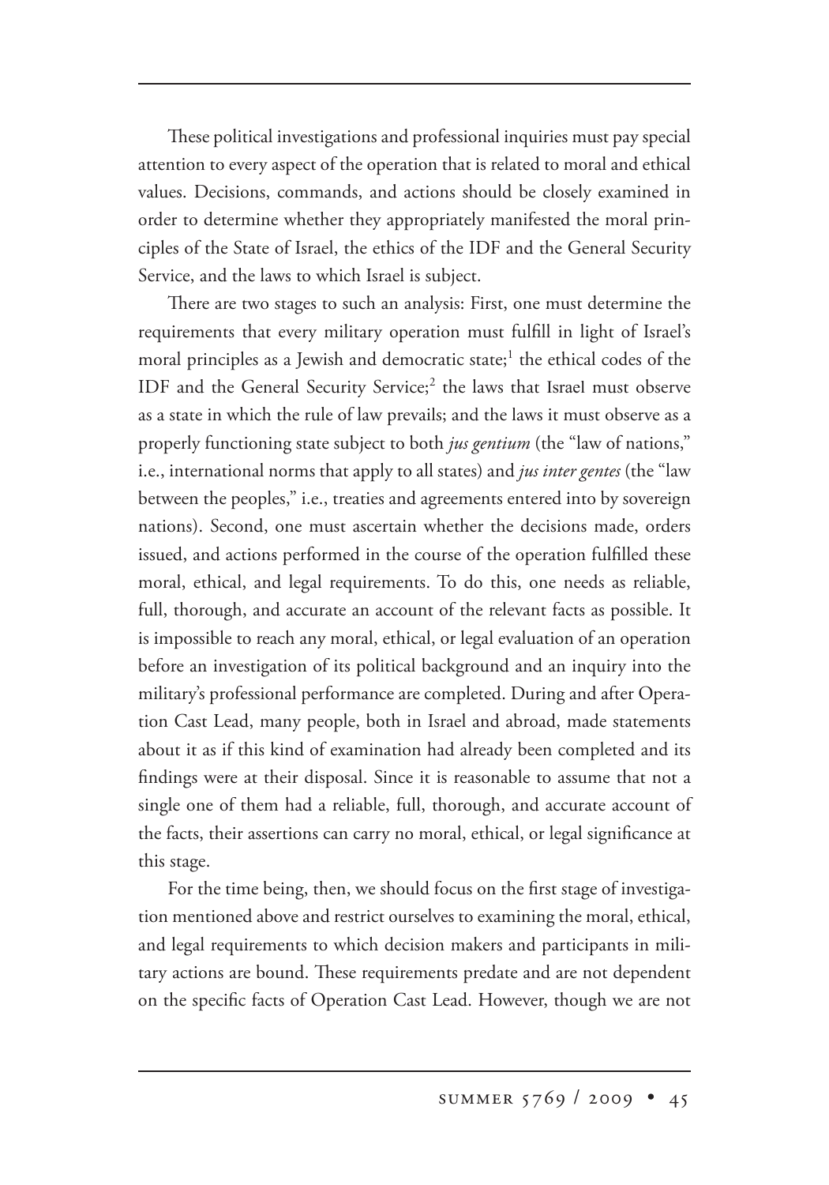These political investigations and professional inquiries must pay special attention to every aspect of the operation that is related to moral and ethical values. Decisions, commands, and actions should be closely examined in order to determine whether they appropriately manifested the moral principles of the State of Israel, the ethics of the IDF and the General Security Service, and the laws to which Israel is subject.

There are two stages to such an analysis: First, one must determine the requirements that every military operation must fulfill in light of Israel's moral principles as a Jewish and democratic state;[1] the ethical codes of the IDF and the General Security Service;[2] the laws that Israel must observe as a state in which the rule of law prevails; and the laws it must observe as a properly functioning state subject to both *jus gentium* (the "law of nations," i.e., international norms that apply to all states) and *jus inter gentes* (the "law between the peoples," i.e., treaties and agreements entered into by sovereign nations). Second, one must ascertain whether the decisions made, orders issued, and actions performed in the course of the operation fulfilled these moral, ethical, and legal requirements. To do this, one needs as reliable, full, thorough, and accurate an account of the relevant facts as possible. It is impossible to reach any moral, ethical, or legal evaluation of an operation before an investigation of its political background and an inquiry into the military's professional performance are completed. During and after Operation Cast Lead, many people, both in Israel and abroad, made statements about it as if this kind of examination had already been completed and its findings were at their disposal. Since it is reasonable to assume that not a single one of them had a reliable, full, thorough, and accurate account of the facts, their assertions can carry no moral, ethical, or legal significance at this stage.

For the time being, then, we should focus on the first stage of investigation mentioned above and restrict ourselves to examining the moral, ethical, and legal requirements to which decision makers and participants in military actions are bound. These requirements predate and are not dependent on the specific facts of Operation Cast Lead. However, though we are not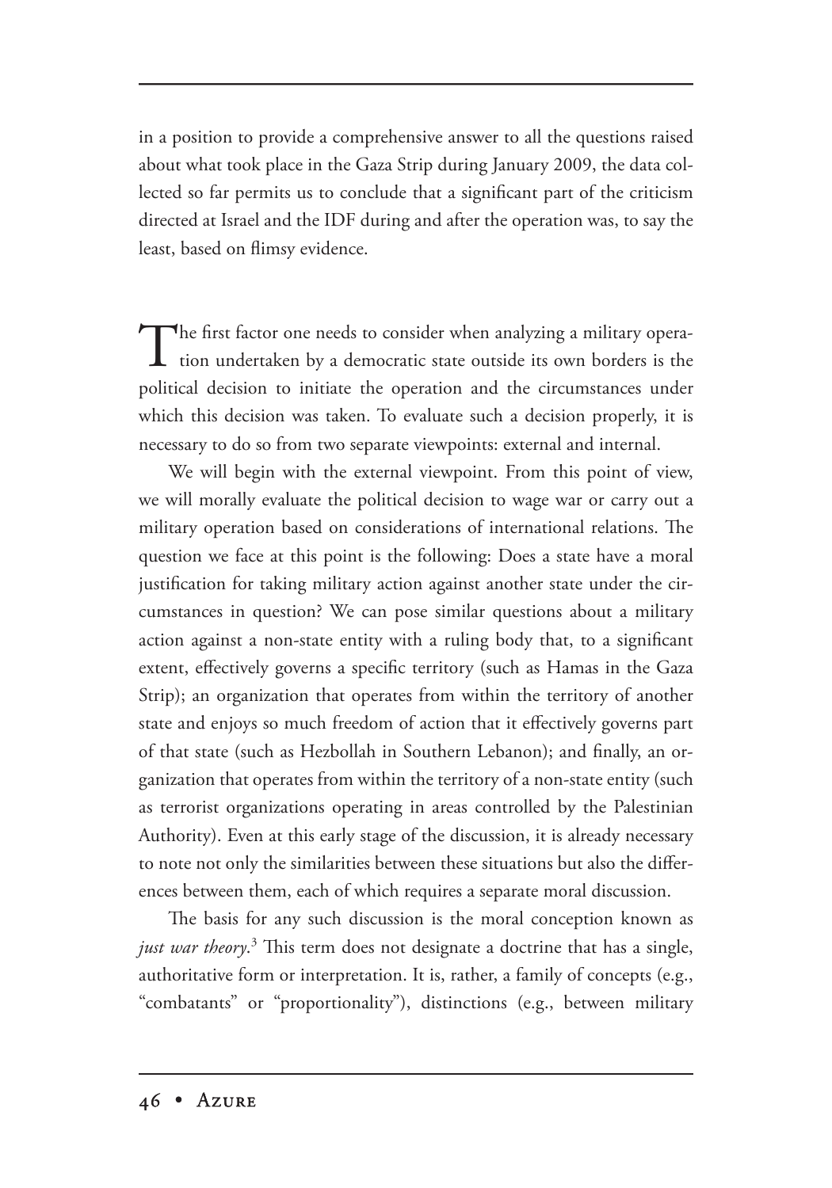in a position to provide a comprehensive answer to all the questions raised about what took place in the Gaza Strip during January 2009, the data collected so far permits us to conclude that a significant part of the criticism directed at Israel and the IDF during and after the operation was, to say the least, based on flimsy evidence.

The first factor one needs to consider when analyzing a military operation undertaken by a democratic state outside its own borders is the political decision to initiate the operation and the circumstances under which this decision was taken. To evaluate such a decision properly, it is necessary to do so from two separate viewpoints: external and internal.

We will begin with the external viewpoint. From this point of view, we will morally evaluate the political decision to wage war or carry out a military operation based on considerations of international relations. The question we face at this point is the following: Does a state have a moral justification for taking military action against another state under the circumstances in question? We can pose similar questions about a military action against a non-state entity with a ruling body that, to a significant extent, effectively governs a specific territory (such as Hamas in the Gaza Strip); an organization that operates from within the territory of another state and enjoys so much freedom of action that it effectively governs part of that state (such as Hezbollah in Southern Lebanon); and finally, an organization that operates from within the territory of a non-state entity (such as terrorist organizations operating in areas controlled by the Palestinian Authority). Even at this early stage of the discussion, it is already necessary to note not only the similarities between these situations but also the differences between them, each of which requires a separate moral discussion.

The basis for any such discussion is the moral conception known as *just war theory*.[3] This term does not designate a doctrine that has a single, authoritative form or interpretation. It is, rather, a family of concepts (e.g., "combatants" or "proportionality"), distinctions (e.g., between military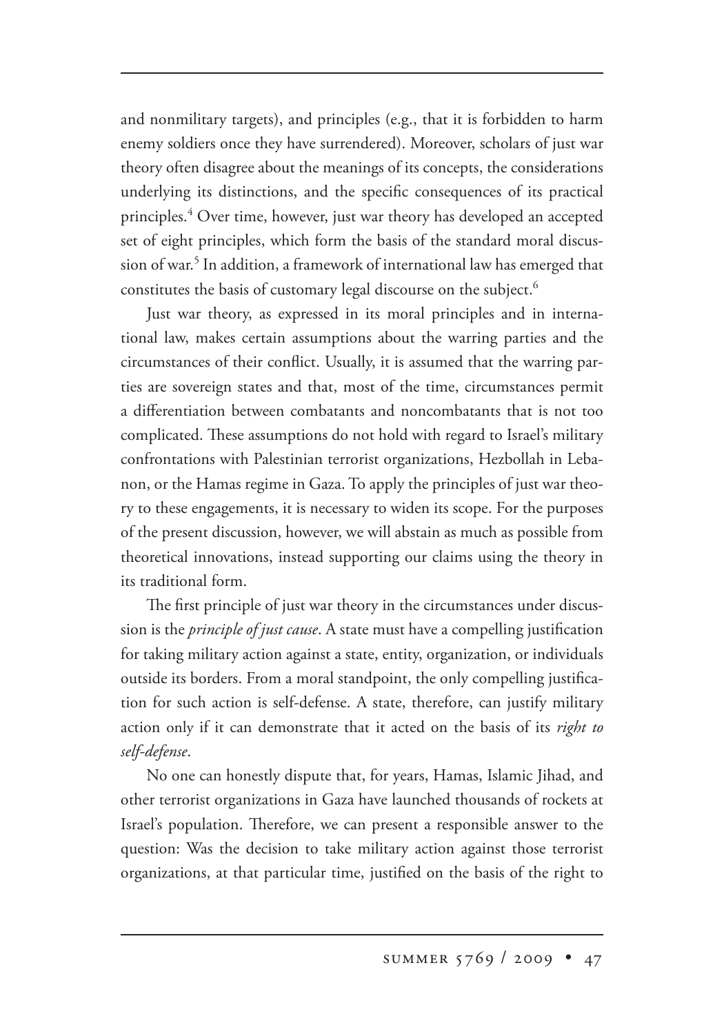and nonmilitary targets), and principles (e.g., that it is forbidden to harm enemy soldiers once they have surrendered). Moreover, scholars of just war theory often disagree about the meanings of its concepts, the considerations underlying its distinctions, and the specific consequences of its practical principles.[4] Over time, however, just war theory has developed an accepted set of eight principles, which form the basis of the standard moral discussion of war.[5] In addition, a framework of international law has emerged that constitutes the basis of customary legal discourse on the subject.[6]

Just war theory, as expressed in its moral principles and in international law, makes certain assumptions about the warring parties and the circumstances of their conflict. Usually, it is assumed that the warring parties are sovereign states and that, most of the time, circumstances permit a differentiation between combatants and noncombatants that is not too complicated. These assumptions do not hold with regard to Israel's military confrontations with Palestinian terrorist organizations, Hezbollah in Lebanon, or the Hamas regime in Gaza. To apply the principles of just war theory to these engagements, it is necessary to widen its scope. For the purposes of the present discussion, however, we will abstain as much as possible from theoretical innovations, instead supporting our claims using the theory in its traditional form.

The first principle of just war theory in the circumstances under discussion is the *principle of just cause*. A state must have a compelling justification for taking military action against a state, entity, organization, or individuals outside its borders. From a moral standpoint, the only compelling justification for such action is self-defense. A state, therefore, can justify military action only if it can demonstrate that it acted on the basis of its *right to self-defense*.

No one can honestly dispute that, for years, Hamas, Islamic Jihad, and other terrorist organizations in Gaza have launched thousands of rockets at Israel's population. Therefore, we can present a responsible answer to the question: Was the decision to take military action against those terrorist organizations, at that particular time, justified on the basis of the right to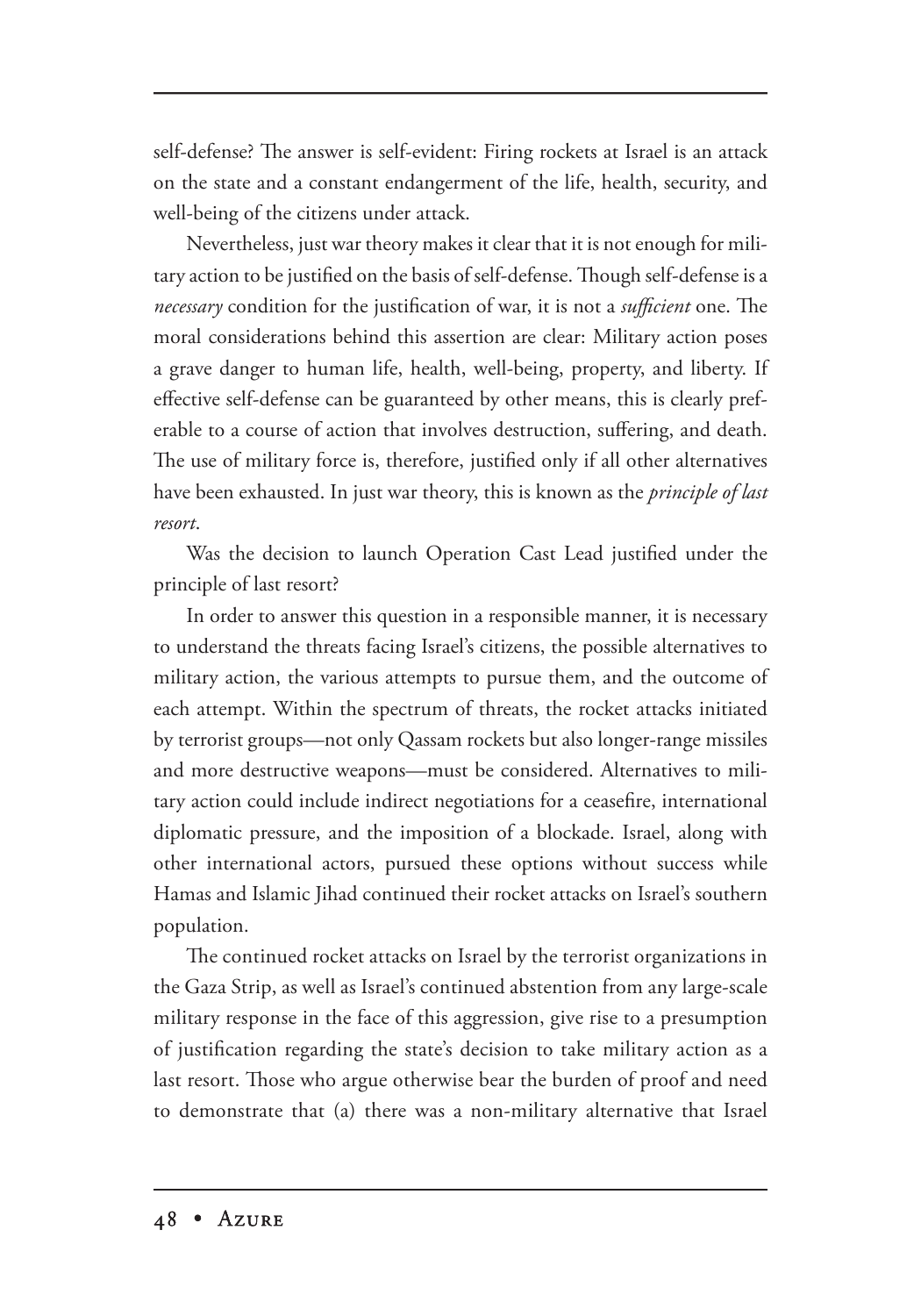self-defense? The answer is self-evident: Firing rockets at Israel is an attack on the state and a constant endangerment of the life, health, security, and well-being of the citizens under attack.

Nevertheless, just war theory makes it clear that it is not enough for military action to be justified on the basis of self-defense. Though self-defense is a *necessary* condition for the justification of war, it is not a *sufficient* one. The moral considerations behind this assertion are clear: Military action poses a grave danger to human life, health, well-being, property, and liberty. If effective self-defense can be guaranteed by other means, this is clearly preferable to a course of action that involves destruction, suffering, and death. The use of military force is, therefore, justified only if all other alternatives have been exhausted. In just war theory, this is known as the *principle of last resort*.

Was the decision to launch Operation Cast Lead justified under the principle of last resort?

In order to answer this question in a responsible manner, it is necessary to understand the threats facing Israel's citizens, the possible alternatives to military action, the various attempts to pursue them, and the outcome of each attempt. Within the spectrum of threats, the rocket attacks initiated by terrorist groups—not only Qassam rockets but also longer-range missiles and more destructive weapons—must be considered. Alternatives to military action could include indirect negotiations for a ceasefire, international diplomatic pressure, and the imposition of a blockade. Israel, along with other international actors, pursued these options without success while Hamas and Islamic Jihad continued their rocket attacks on Israel's southern population.

The continued rocket attacks on Israel by the terrorist organizations in the Gaza Strip, as well as Israel's continued abstention from any large-scale military response in the face of this aggression, give rise to a presumption of justification regarding the state's decision to take military action as a last resort. Those who argue otherwise bear the burden of proof and need to demonstrate that (a) there was a non-military alternative that Israel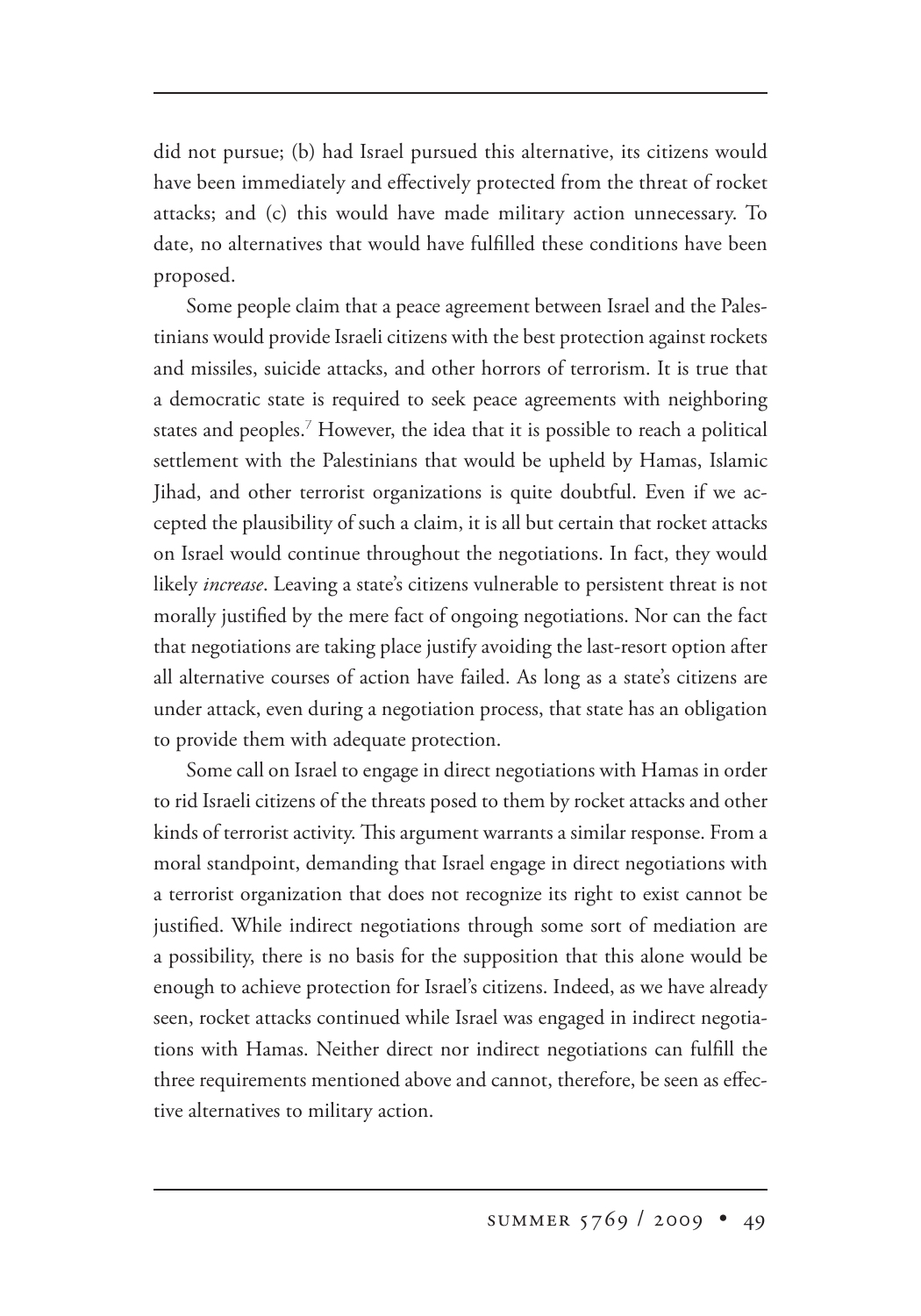did not pursue; (b) had Israel pursued this alternative, its citizens would have been immediately and effectively protected from the threat of rocket attacks; and (c) this would have made military action unnecessary. To date, no alternatives that would have fulfilled these conditions have been proposed.

Some people claim that a peace agreement between Israel and the Palestinians would provide Israeli citizens with the best protection against rockets and missiles, suicide attacks, and other horrors of terrorism. It is true that a democratic state is required to seek peace agreements with neighboring states and peoples.[7] However, the idea that it is possible to reach a political settlement with the Palestinians that would be upheld by Hamas, Islamic Jihad, and other terrorist organizations is quite doubtful. Even if we accepted the plausibility of such a claim, it is all but certain that rocket attacks on Israel would continue throughout the negotiations. In fact, they would likely *increase*. Leaving a state's citizens vulnerable to persistent threat is not morally justified by the mere fact of ongoing negotiations. Nor can the fact that negotiations are taking place justify avoiding the last-resort option after all alternative courses of action have failed. As long as a state's citizens are under attack, even during a negotiation process, that state has an obligation to provide them with adequate protection.

Some call on Israel to engage in direct negotiations with Hamas in order to rid Israeli citizens of the threats posed to them by rocket attacks and other kinds of terrorist activity. This argument warrants a similar response. From a moral standpoint, demanding that Israel engage in direct negotiations with a terrorist organization that does not recognize its right to exist cannot be justified. While indirect negotiations through some sort of mediation are a possibility, there is no basis for the supposition that this alone would be enough to achieve protection for Israel's citizens. Indeed, as we have already seen, rocket attacks continued while Israel was engaged in indirect negotiations with Hamas. Neither direct nor indirect negotiations can fulfill the three requirements mentioned above and cannot, therefore, be seen as effective alternatives to military action.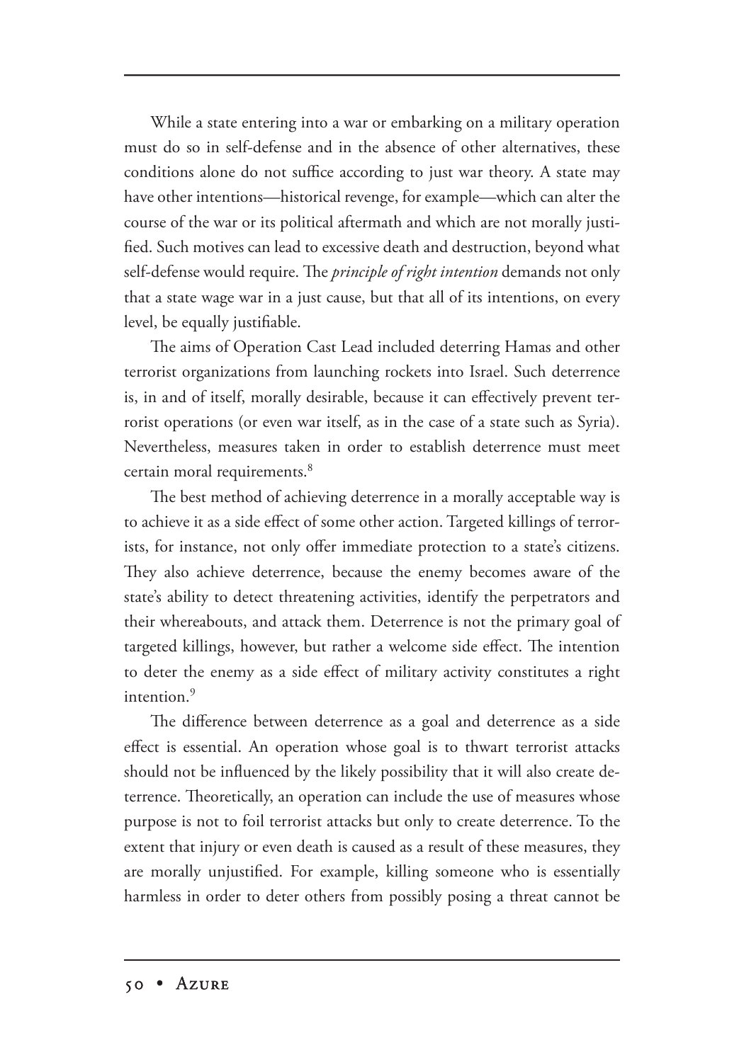While a state entering into a war or embarking on a military operation must do so in self-defense and in the absence of other alternatives, these conditions alone do not suffice according to just war theory. A state may have other intentions—historical revenge, for example—which can alter the course of the war or its political aftermath and which are not morally justified. Such motives can lead to excessive death and destruction, beyond what self-defense would require. The *principle of right intention* demands not only that a state wage war in a just cause, but that all of its intentions, on every level, be equally justifiable.

The aims of Operation Cast Lead included deterring Hamas and other terrorist organizations from launching rockets into Israel. Such deterrence is, in and of itself, morally desirable, because it can effectively prevent terrorist operations (or even war itself, as in the case of a state such as Syria). Nevertheless, measures taken in order to establish deterrence must meet certain moral requirements.[8]

The best method of achieving deterrence in a morally acceptable way is to achieve it as a side effect of some other action. Targeted killings of terrorists, for instance, not only offer immediate protection to a state's citizens. They also achieve deterrence, because the enemy becomes aware of the state's ability to detect threatening activities, identify the perpetrators and their whereabouts, and attack them. Deterrence is not the primary goal of targeted killings, however, but rather a welcome side effect. The intention to deter the enemy as a side effect of military activity constitutes a right intention.[9]

The difference between deterrence as a goal and deterrence as a side effect is essential. An operation whose goal is to thwart terrorist attacks should not be influenced by the likely possibility that it will also create deterrence. Theoretically, an operation can include the use of measures whose purpose is not to foil terrorist attacks but only to create deterrence. To the extent that injury or even death is caused as a result of these measures, they are morally unjustified. For example, killing someone who is essentially harmless in order to deter others from possibly posing a threat cannot be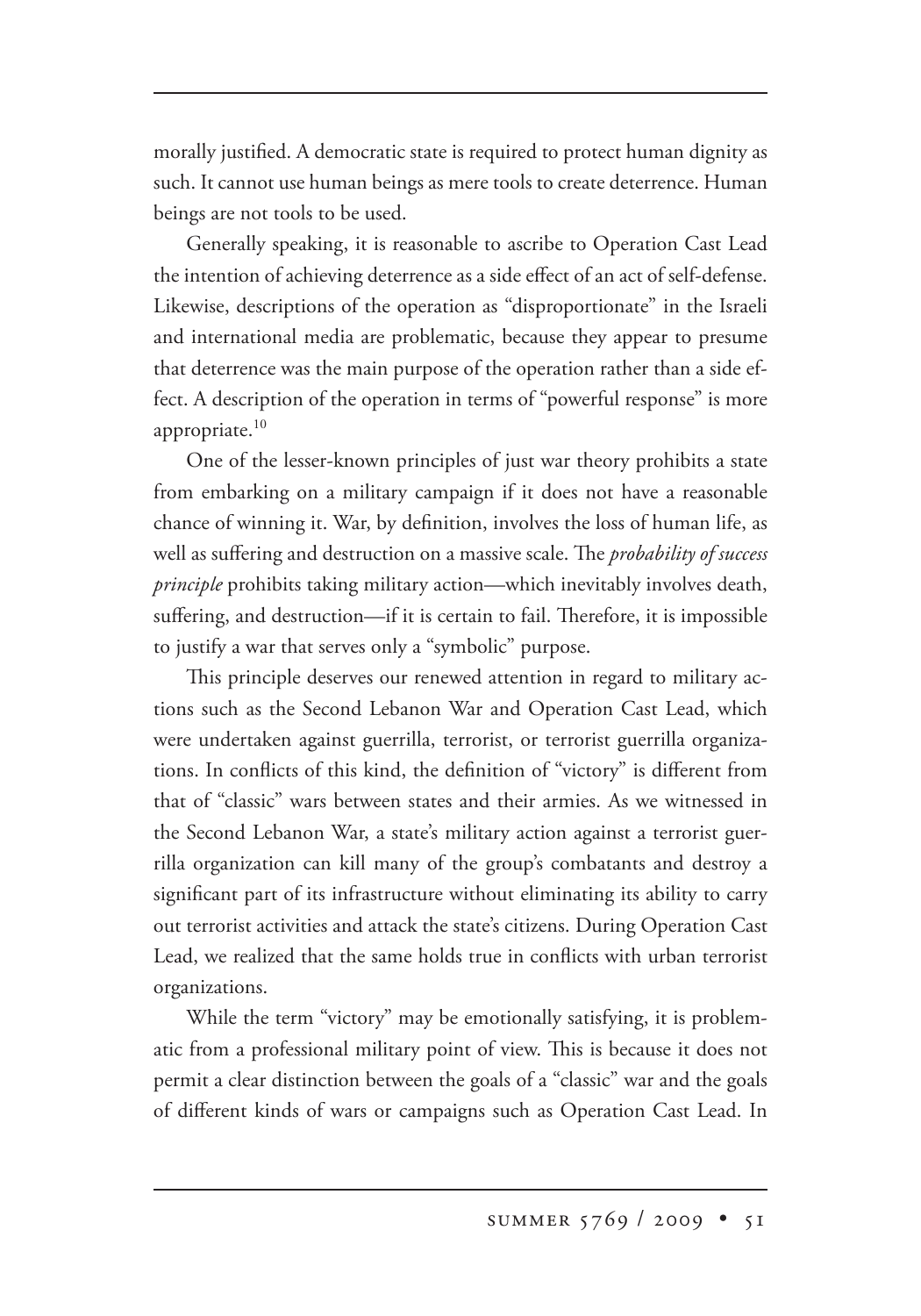morally justified. A democratic state is required to protect human dignity as such. It cannot use human beings as mere tools to create deterrence. Human beings are not tools to be used.

Generally speaking, it is reasonable to ascribe to Operation Cast Lead the intention of achieving deterrence as a side effect of an act of self-defense. Likewise, descriptions of the operation as "disproportionate" in the Israeli and international media are problematic, because they appear to presume that deterrence was the main purpose of the operation rather than a side effect. A description of the operation in terms of "powerful response" is more appropriate.[10]

One of the lesser-known principles of just war theory prohibits a state from embarking on a military campaign if it does not have a reasonable chance of winning it. War, by definition, involves the loss of human life, as well as suffering and destruction on a massive scale. The *probability of success principle* prohibits taking military action—which inevitably involves death, suffering, and destruction—if it is certain to fail. Therefore, it is impossible to justify a war that serves only a "symbolic" purpose.

This principle deserves our renewed attention in regard to military actions such as the Second Lebanon War and Operation Cast Lead, which were undertaken against guerrilla, terrorist, or terrorist guerrilla organizations. In conflicts of this kind, the definition of "victory" is different from that of "classic" wars between states and their armies. As we witnessed in the Second Lebanon War, a state's military action against a terrorist guerrilla organization can kill many of the group's combatants and destroy a significant part of its infrastructure without eliminating its ability to carry out terrorist activities and attack the state's citizens. During Operation Cast Lead, we realized that the same holds true in conflicts with urban terrorist organizations.

While the term "victory" may be emotionally satisfying, it is problematic from a professional military point of view. This is because it does not permit a clear distinction between the goals of a "classic" war and the goals of different kinds of wars or campaigns such as Operation Cast Lead. In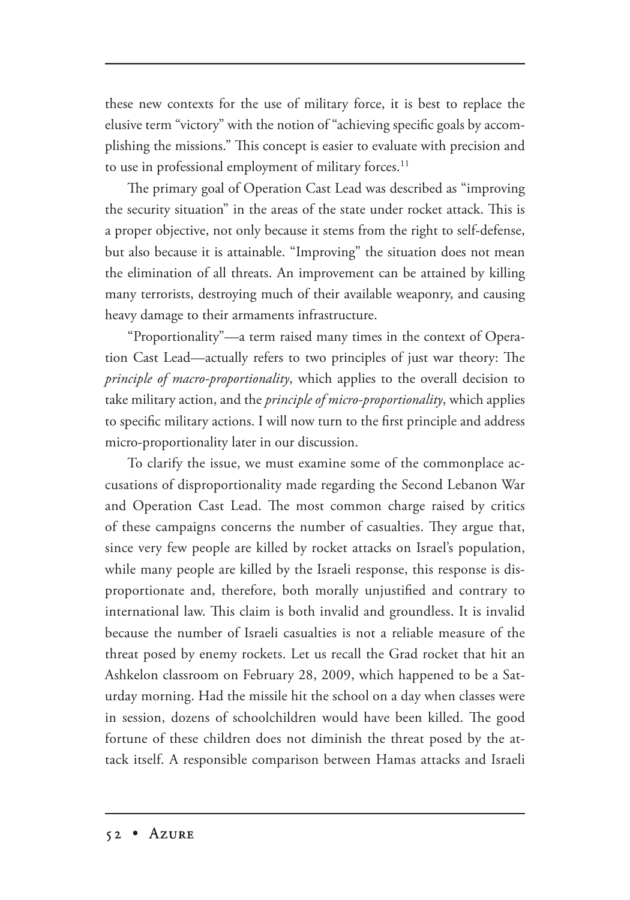these new contexts for the use of military force, it is best to replace the elusive term "victory" with the notion of "achieving specific goals by accomplishing the missions." This concept is easier to evaluate with precision and to use in professional employment of military forces.[11]

The primary goal of Operation Cast Lead was described as "improving the security situation" in the areas of the state under rocket attack. This is a proper objective, not only because it stems from the right to self-defense, but also because it is attainable. "Improving" the situation does not mean the elimination of all threats. An improvement can be attained by killing many terrorists, destroying much of their available weaponry, and causing heavy damage to their armaments infrastructure.

"Proportionality"—a term raised many times in the context of Operation Cast Lead—actually refers to two principles of just war theory: The *principle of macro-proportionality*, which applies to the overall decision to take military action, and the *principle of micro-proportionality*, which applies to specific military actions. I will now turn to the first principle and address micro-proportionality later in our discussion.

To clarify the issue, we must examine some of the commonplace accusations of disproportionality made regarding the Second Lebanon War and Operation Cast Lead. The most common charge raised by critics of these campaigns concerns the number of casualties. They argue that, since very few people are killed by rocket attacks on Israel's population, while many people are killed by the Israeli response, this response is disproportionate and, therefore, both morally unjustified and contrary to international law. This claim is both invalid and groundless. It is invalid because the number of Israeli casualties is not a reliable measure of the threat posed by enemy rockets. Let us recall the Grad rocket that hit an Ashkelon classroom on February 28, 2009, which happened to be a Saturday morning. Had the missile hit the school on a day when classes were in session, dozens of schoolchildren would have been killed. The good fortune of these children does not diminish the threat posed by the attack itself. A responsible comparison between Hamas attacks and Israeli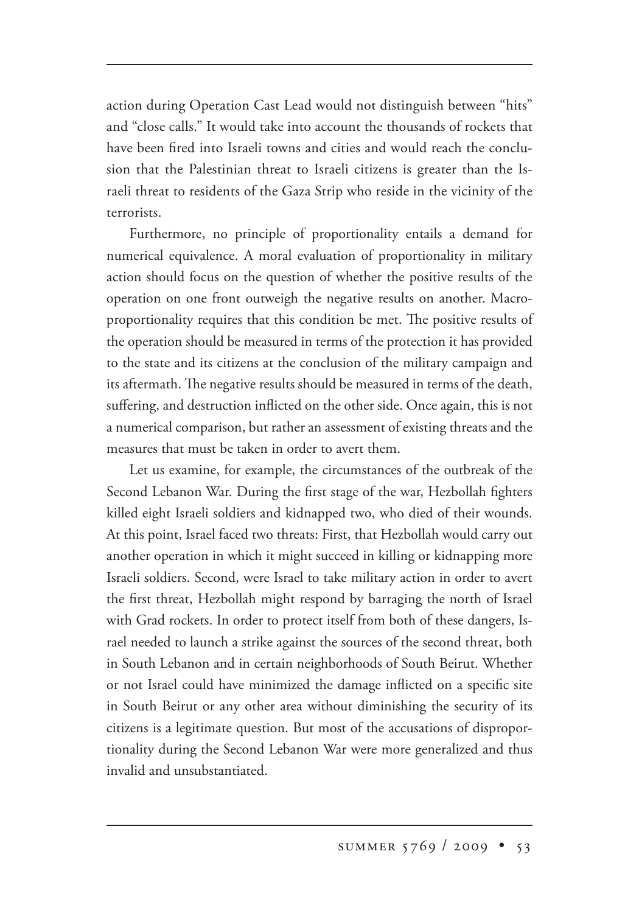action during Operation Cast Lead would not distinguish between "hits" and "close calls." It would take into account the thousands of rockets that have been fired into Israeli towns and cities and would reach the conclusion that the Palestinian threat to Israeli citizens is greater than the Israeli threat to residents of the Gaza Strip who reside in the vicinity of the terrorists.

Furthermore, no principle of proportionality entails a demand for numerical equivalence. A moral evaluation of proportionality in military action should focus on the question of whether the positive results of the operation on one front outweigh the negative results on another. Macro-proportionality requires that this condition be met. The positive results of the operation should be measured in terms of the protection it has provided to the state and its citizens at the conclusion of the military campaign and its aftermath. The negative results should be measured in terms of the death, suffering, and destruction inflicted on the other side. Once again, this is not a numerical comparison, but rather an assessment of existing threats and the measures that must be taken in order to avert them.

Let us examine, for example, the circumstances of the outbreak of the Second Lebanon War. During the first stage of the war, Hezbollah fighters killed eight Israeli soldiers and kidnapped two, who died of their wounds. At this point, Israel faced two threats: First, that Hezbollah would carry out another operation in which it might succeed in killing or kidnapping more Israeli soldiers. Second, were Israel to take military action in order to avert the first threat, Hezbollah might respond by barraging the north of Israel with Grad rockets. In order to protect itself from both of these dangers, Israel needed to launch a strike against the sources of the second threat, both in South Lebanon and in certain neighborhoods of South Beirut. Whether or not Israel could have minimized the damage inflicted on a specific site in South Beirut or any other area without diminishing the security of its citizens is a legitimate question. But most of the accusations of disproportionality during the Second Lebanon War were more generalized and thus invalid and unsubstantiated.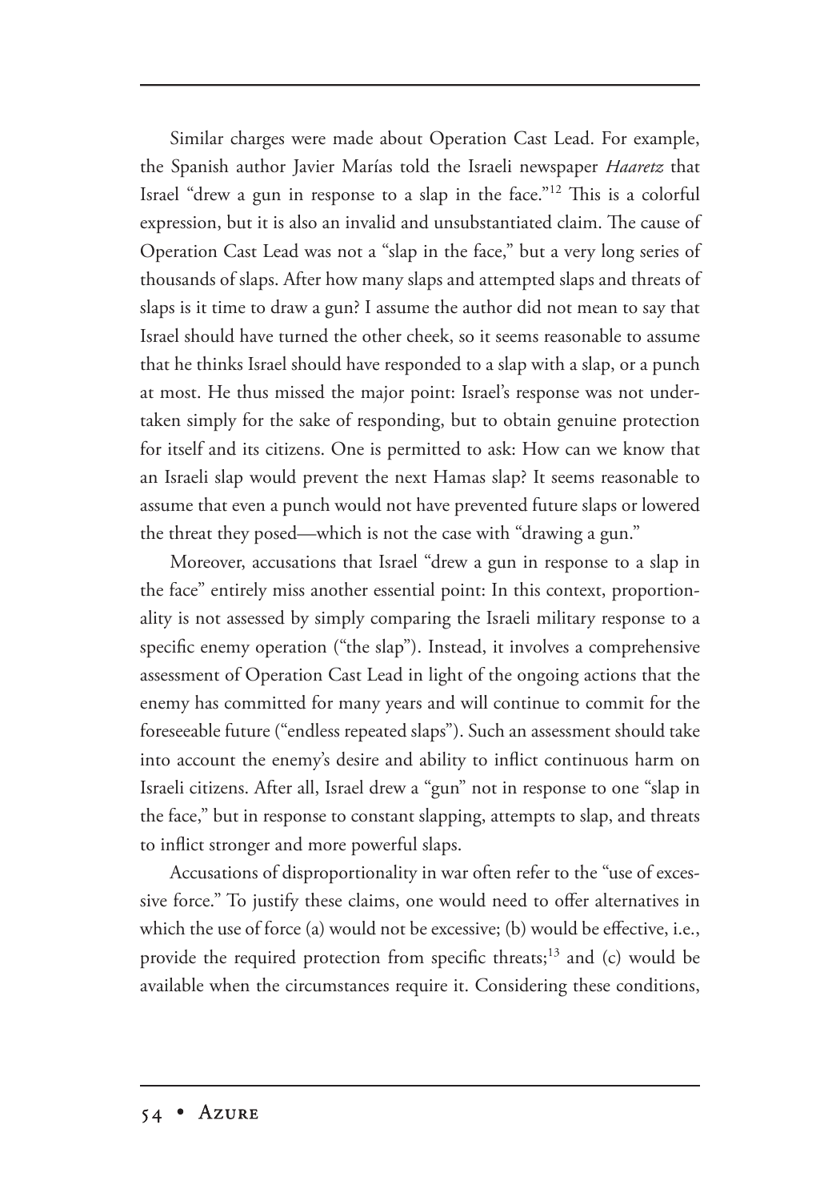Similar charges were made about Operation Cast Lead. For example, the Spanish author Javier Marías told the Israeli newspaper *Haaretz* that Israel "drew a gun in response to a slap in the face."[12] This is a colorful expression, but it is also an invalid and unsubstantiated claim. The cause of Operation Cast Lead was not a "slap in the face," but a very long series of thousands of slaps. After how many slaps and attempted slaps and threats of slaps is it time to draw a gun? I assume the author did not mean to say that Israel should have turned the other cheek, so it seems reasonable to assume that he thinks Israel should have responded to a slap with a slap, or a punch at most. He thus missed the major point: Israel's response was not undertaken simply for the sake of responding, but to obtain genuine protection for itself and its citizens. One is permitted to ask: How can we know that an Israeli slap would prevent the next Hamas slap? It seems reasonable to assume that even a punch would not have prevented future slaps or lowered the threat they posed—which is not the case with "drawing a gun."

Moreover, accusations that Israel "drew a gun in response to a slap in the face" entirely miss another essential point: In this context, proportionality is not assessed by simply comparing the Israeli military response to a specific enemy operation ("the slap"). Instead, it involves a comprehensive assessment of Operation Cast Lead in light of the ongoing actions that the enemy has committed for many years and will continue to commit for the foreseeable future ("endless repeated slaps"). Such an assessment should take into account the enemy's desire and ability to inflict continuous harm on Israeli citizens. After all, Israel drew a "gun" not in response to one "slap in the face," but in response to constant slapping, attempts to slap, and threats to inflict stronger and more powerful slaps.

Accusations of disproportionality in war often refer to the "use of excessive force." To justify these claims, one would need to offer alternatives in which the use of force (a) would not be excessive; (b) would be effective, i.e., provide the required protection from specific threats;[13] and (c) would be available when the circumstances require it. Considering these conditions,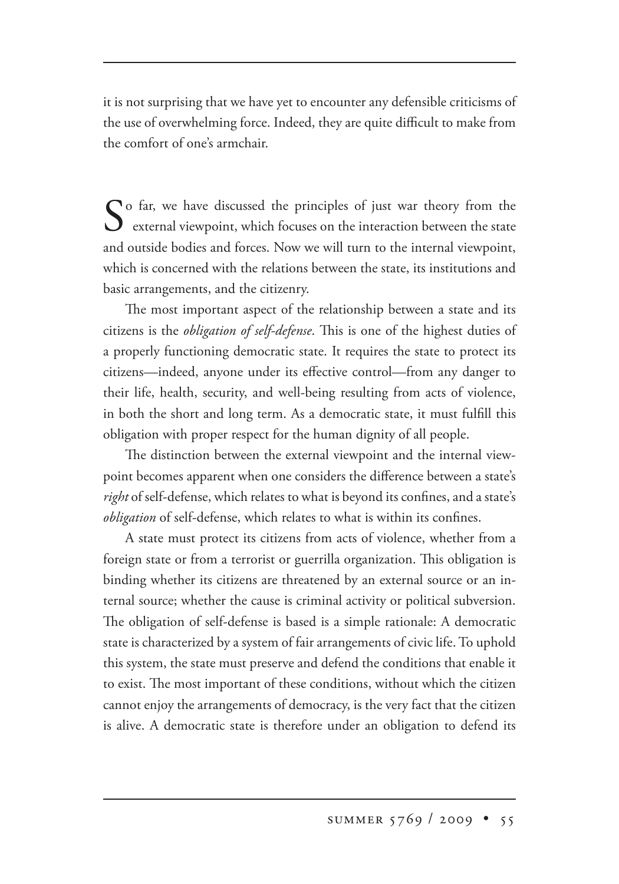it is not surprising that we have yet to encounter any defensible criticisms of the use of overwhelming force. Indeed, they are quite difficult to make from the comfort of one's armchair.

So far, we have discussed the principles of just war theory from the external viewpoint, which focuses on the interaction between the state and outside bodies and forces. Now we will turn to the internal viewpoint, which is concerned with the relations between the state, its institutions and basic arrangements, and the citizenry.

The most important aspect of the relationship between a state and its citizens is the *obligation of self-defense*. This is one of the highest duties of a properly functioning democratic state. It requires the state to protect its citizens—indeed, anyone under its effective control—from any danger to their life, health, security, and well-being resulting from acts of violence, in both the short and long term. As a democratic state, it must fulfill this obligation with proper respect for the human dignity of all people.

The distinction between the external viewpoint and the internal viewpoint becomes apparent when one considers the difference between a state's *right* of self-defense, which relates to what is beyond its confines, and a state's *obligation* of self-defense, which relates to what is within its confines.

A state must protect its citizens from acts of violence, whether from a foreign state or from a terrorist or guerrilla organization. This obligation is binding whether its citizens are threatened by an external source or an internal source; whether the cause is criminal activity or political subversion. The obligation of self-defense is based is a simple rationale: A democratic state is characterized by a system of fair arrangements of civic life. To uphold this system, the state must preserve and defend the conditions that enable it to exist. The most important of these conditions, without which the citizen cannot enjoy the arrangements of democracy, is the very fact that the citizen is alive. A democratic state is therefore under an obligation to defend its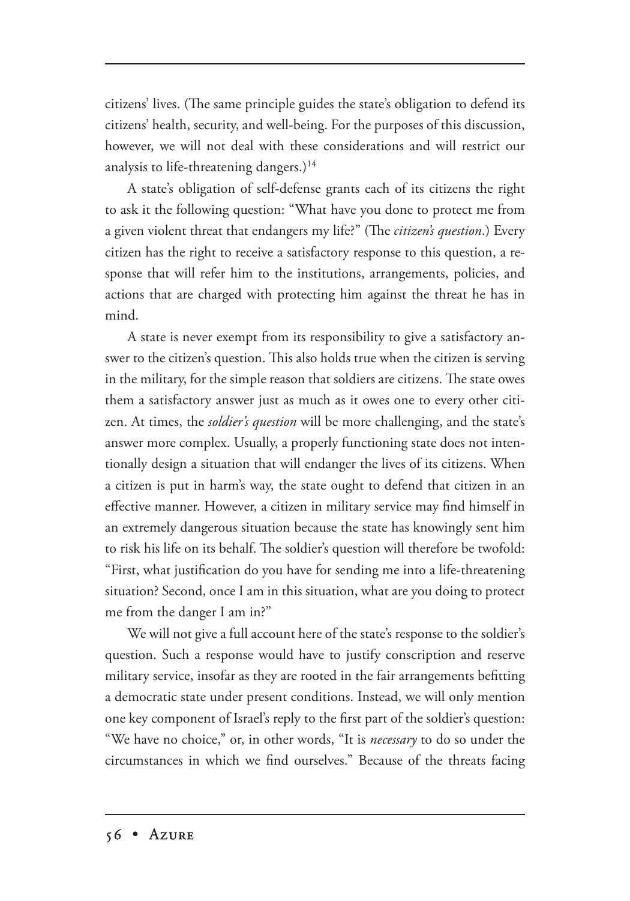citizens' lives. (The same principle guides the state's obligation to defend its citizens' health, security, and well-being. For the purposes of this discussion, however, we will not deal with these considerations and will restrict our analysis to life-threatening dangers.)[14]

A state's obligation of self-defense grants each of its citizens the right to ask it the following question: "What have you done to protect me from a given violent threat that endangers my life?" (The *citizen's question*.) Every citizen has the right to receive a satisfactory response to this question, a response that will refer him to the institutions, arrangements, policies, and actions that are charged with protecting him against the threat he has in mind.

A state is never exempt from its responsibility to give a satisfactory answer to the citizen's question. This also holds true when the citizen is serving in the military, for the simple reason that soldiers are citizens. The state owes them a satisfactory answer just as much as it owes one to every other citizen. At times, the *soldier's question* will be more challenging, and the state's answer more complex. Usually, a properly functioning state does not intentionally design a situation that will endanger the lives of its citizens. When a citizen is put in harm's way, the state ought to defend that citizen in an effective manner. However, a citizen in military service may find himself in an extremely dangerous situation because the state has knowingly sent him to risk his life on its behalf. The soldier's question will therefore be twofold: "First, what justification do you have for sending me into a life-threatening situation? Second, once I am in this situation, what are you doing to protect me from the danger I am in?"

We will not give a full account here of the state's response to the soldier's question. Such a response would have to justify conscription and reserve military service, insofar as they are rooted in the fair arrangements befitting a democratic state under present conditions. Instead, we will only mention one key component of Israel's reply to the first part of the soldier's question: "We have no choice," or, in other words, "It is *necessary* to do so under the circumstances in which we find ourselves." Because of the threats facing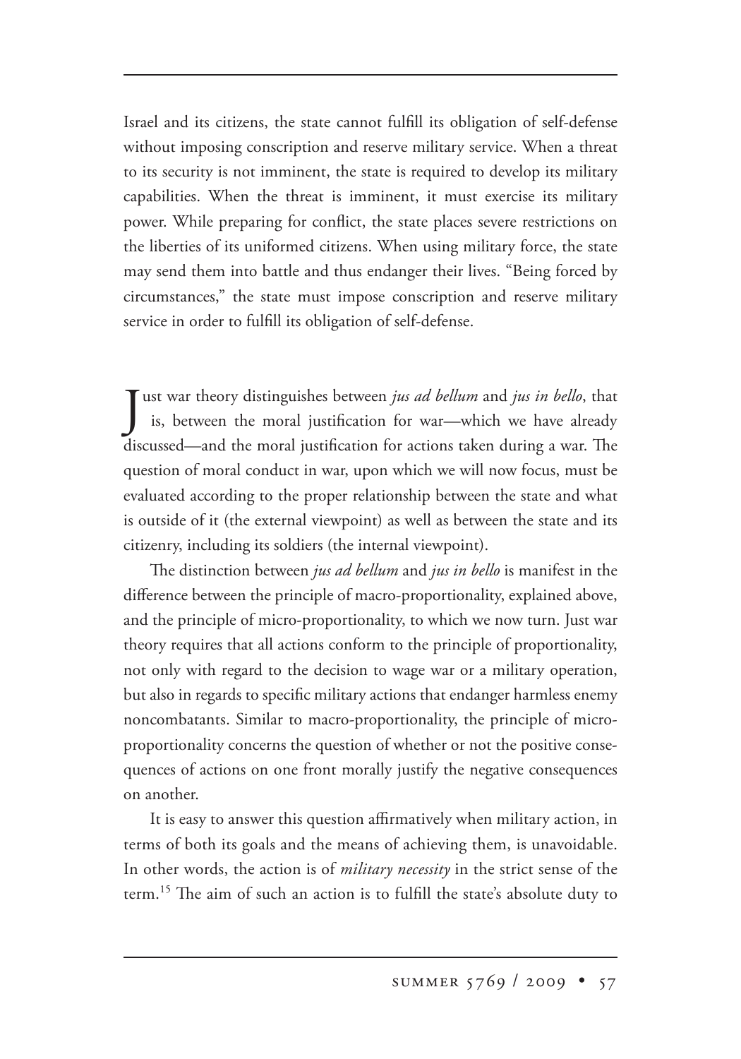Israel and its citizens, the state cannot fulfill its obligation of self-defense without imposing conscription and reserve military service. When a threat to its security is not imminent, the state is required to develop its military capabilities. When the threat is imminent, it must exercise its military power. While preparing for conflict, the state places severe restrictions on the liberties of its uniformed citizens. When using military force, the state may send them into battle and thus endanger their lives. "Being forced by circumstances," the state must impose conscription and reserve military service in order to fulfill its obligation of self-defense.

Just war theory distinguishes between *jus ad bellum* and *jus in bello*, that is, between the moral justification for war—which we have already discussed—and the moral justification for actions taken during a war. The question of moral conduct in war, upon which we will now focus, must be evaluated according to the proper relationship between the state and what is outside of it (the external viewpoint) as well as between the state and its citizenry, including its soldiers (the internal viewpoint).

The distinction between *jus ad bellum* and *jus in bello* is manifest in the difference between the principle of macro-proportionality, explained above, and the principle of micro-proportionality, to which we now turn. Just war theory requires that all actions conform to the principle of proportionality, not only with regard to the decision to wage war or a military operation, but also in regards to specific military actions that endanger harmless enemy noncombatants. Similar to macro-proportionality, the principle of micro-proportionality concerns the question of whether or not the positive consequences of actions on one front morally justify the negative consequences on another.

It is easy to answer this question affirmatively when military action, in terms of both its goals and the means of achieving them, is unavoidable. In other words, the action is of *military necessity* in the strict sense of the term.[15] The aim of such an action is to fulfill the state's absolute duty to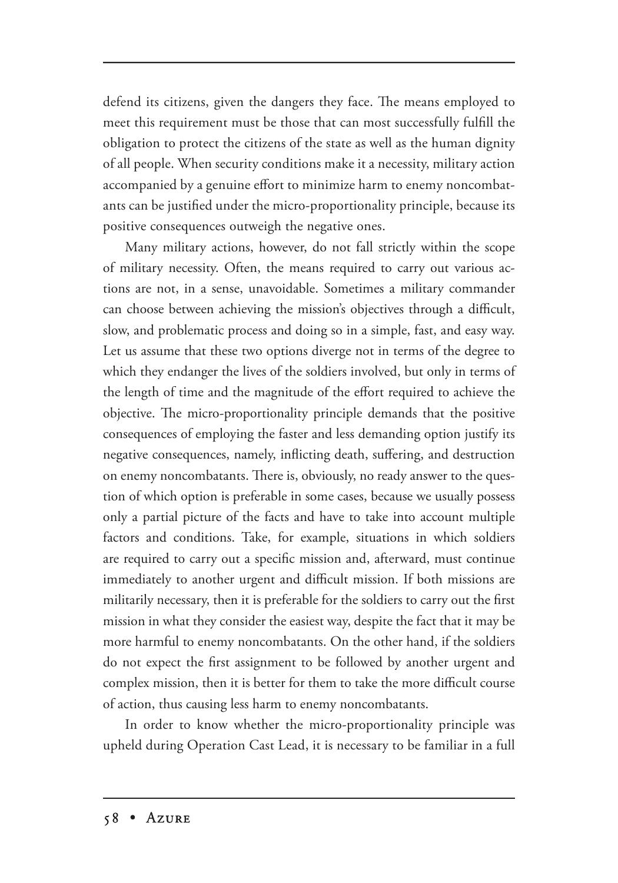defend its citizens, given the dangers they face. The means employed to meet this requirement must be those that can most successfully fulfill the obligation to protect the citizens of the state as well as the human dignity of all people. When security conditions make it a necessity, military action accompanied by a genuine effort to minimize harm to enemy noncombatants can be justified under the micro-proportionality principle, because its positive consequences outweigh the negative ones.

Many military actions, however, do not fall strictly within the scope of military necessity. Often, the means required to carry out various actions are not, in a sense, unavoidable. Sometimes a military commander can choose between achieving the mission's objectives through a difficult, slow, and problematic process and doing so in a simple, fast, and easy way. Let us assume that these two options diverge not in terms of the degree to which they endanger the lives of the soldiers involved, but only in terms of the length of time and the magnitude of the effort required to achieve the objective. The micro-proportionality principle demands that the positive consequences of employing the faster and less demanding option justify its negative consequences, namely, inflicting death, suffering, and destruction on enemy noncombatants. There is, obviously, no ready answer to the question of which option is preferable in some cases, because we usually possess only a partial picture of the facts and have to take into account multiple factors and conditions. Take, for example, situations in which soldiers are required to carry out a specific mission and, afterward, must continue immediately to another urgent and difficult mission. If both missions are militarily necessary, then it is preferable for the soldiers to carry out the first mission in what they consider the easiest way, despite the fact that it may be more harmful to enemy noncombatants. On the other hand, if the soldiers do not expect the first assignment to be followed by another urgent and complex mission, then it is better for them to take the more difficult course of action, thus causing less harm to enemy noncombatants.

In order to know whether the micro-proportionality principle was upheld during Operation Cast Lead, it is necessary to be familiar in a full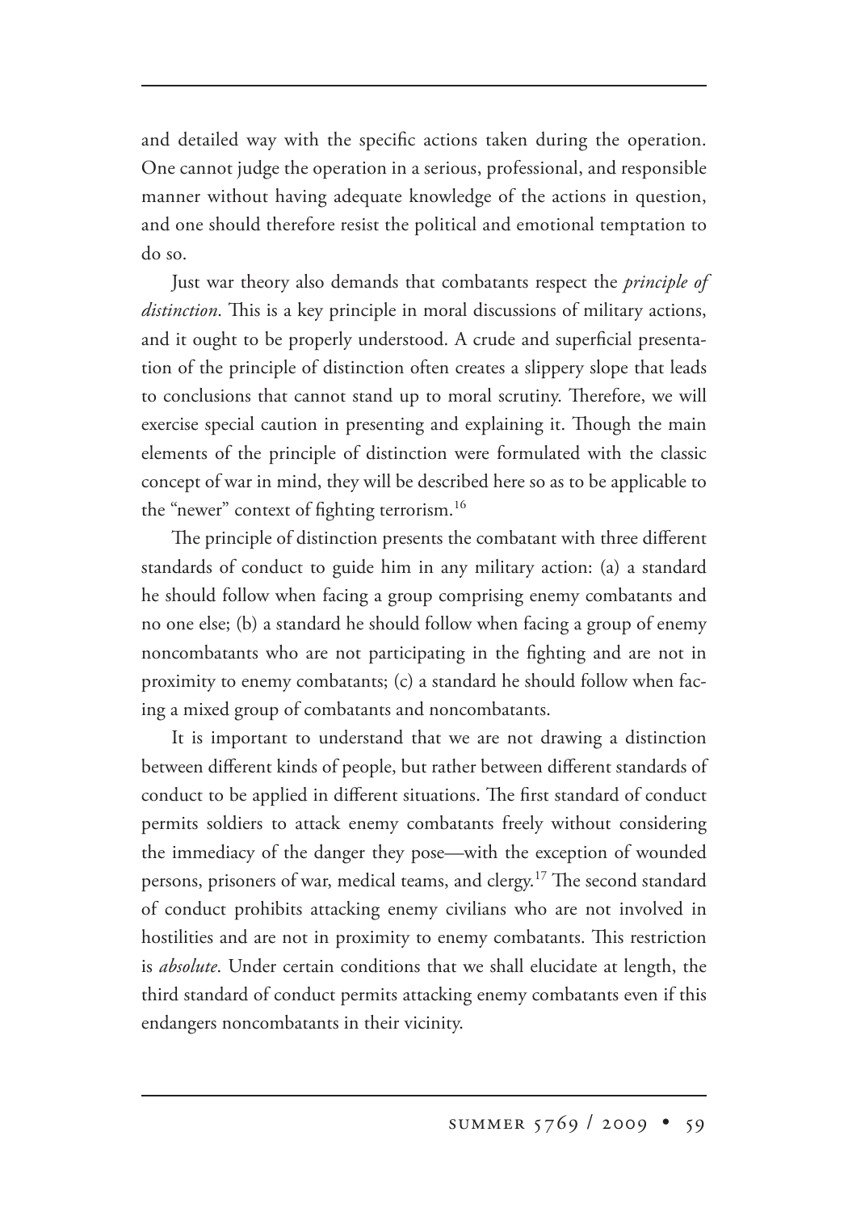and detailed way with the specific actions taken during the operation. One cannot judge the operation in a serious, professional, and responsible manner without having adequate knowledge of the actions in question, and one should therefore resist the political and emotional temptation to do so.

Just war theory also demands that combatants respect the *principle of distinction*. This is a key principle in moral discussions of military actions, and it ought to be properly understood. A crude and superficial presentation of the principle of distinction often creates a slippery slope that leads to conclusions that cannot stand up to moral scrutiny. Therefore, we will exercise special caution in presenting and explaining it. Though the main elements of the principle of distinction were formulated with the classic concept of war in mind, they will be described here so as to be applicable to the "newer" context of fighting terrorism.[16]

The principle of distinction presents the combatant with three different standards of conduct to guide him in any military action: (a) a standard he should follow when facing a group comprising enemy combatants and no one else; (b) a standard he should follow when facing a group of enemy noncombatants who are not participating in the fighting and are not in proximity to enemy combatants; (c) a standard he should follow when facing a mixed group of combatants and noncombatants.

It is important to understand that we are not drawing a distinction between different kinds of people, but rather between different standards of conduct to be applied in different situations. The first standard of conduct permits soldiers to attack enemy combatants freely without considering the immediacy of the danger they pose—with the exception of wounded persons, prisoners of war, medical teams, and clergy.[17] The second standard of conduct prohibits attacking enemy civilians who are not involved in hostilities and are not in proximity to enemy combatants. This restriction is *absolute*. Under certain conditions that we shall elucidate at length, the third standard of conduct permits attacking enemy combatants even if this endangers noncombatants in their vicinity.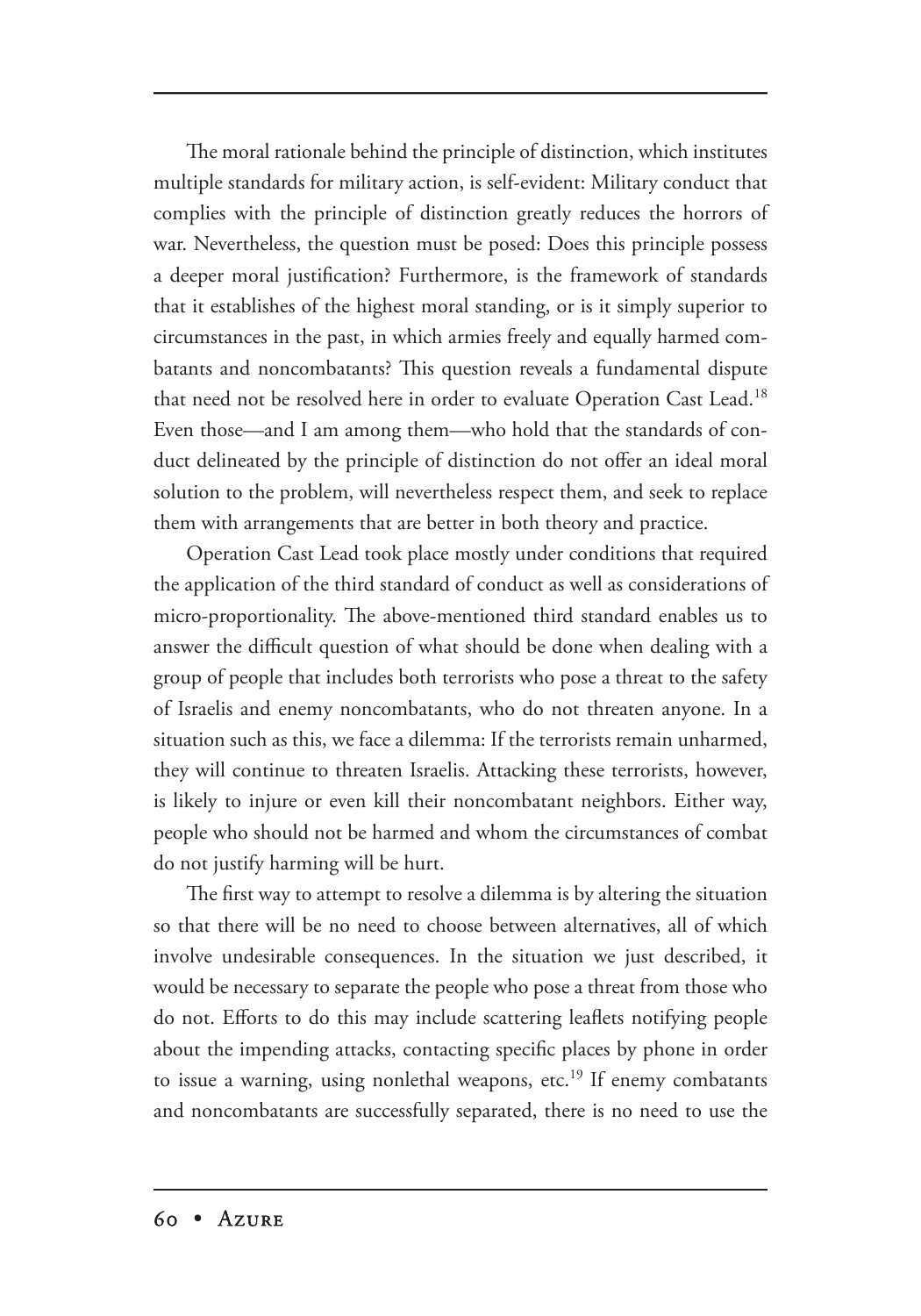The moral rationale behind the principle of distinction, which institutes multiple standards for military action, is self-evident: Military conduct that complies with the principle of distinction greatly reduces the horrors of war. Nevertheless, the question must be posed: Does this principle possess a deeper moral justification? Furthermore, is the framework of standards that it establishes of the highest moral standing, or is it simply superior to circumstances in the past, in which armies freely and equally harmed combatants and noncombatants? This question reveals a fundamental dispute that need not be resolved here in order to evaluate Operation Cast Lead.[18] Even those—and I am among them—who hold that the standards of conduct delineated by the principle of distinction do not offer an ideal moral solution to the problem, will nevertheless respect them, and seek to replace them with arrangements that are better in both theory and practice.

Operation Cast Lead took place mostly under conditions that required the application of the third standard of conduct as well as considerations of micro-proportionality. The above-mentioned third standard enables us to answer the difficult question of what should be done when dealing with a group of people that includes both terrorists who pose a threat to the safety of Israelis and enemy noncombatants, who do not threaten anyone. In a situation such as this, we face a dilemma: If the terrorists remain unharmed, they will continue to threaten Israelis. Attacking these terrorists, however, is likely to injure or even kill their noncombatant neighbors. Either way, people who should not be harmed and whom the circumstances of combat do not justify harming will be hurt.

The first way to attempt to resolve a dilemma is by altering the situation so that there will be no need to choose between alternatives, all of which involve undesirable consequences. In the situation we just described, it would be necessary to separate the people who pose a threat from those who do not. Efforts to do this may include scattering leaflets notifying people about the impending attacks, contacting specific places by phone in order to issue a warning, using nonlethal weapons, etc.[19] If enemy combatants and noncombatants are successfully separated, there is no need to use the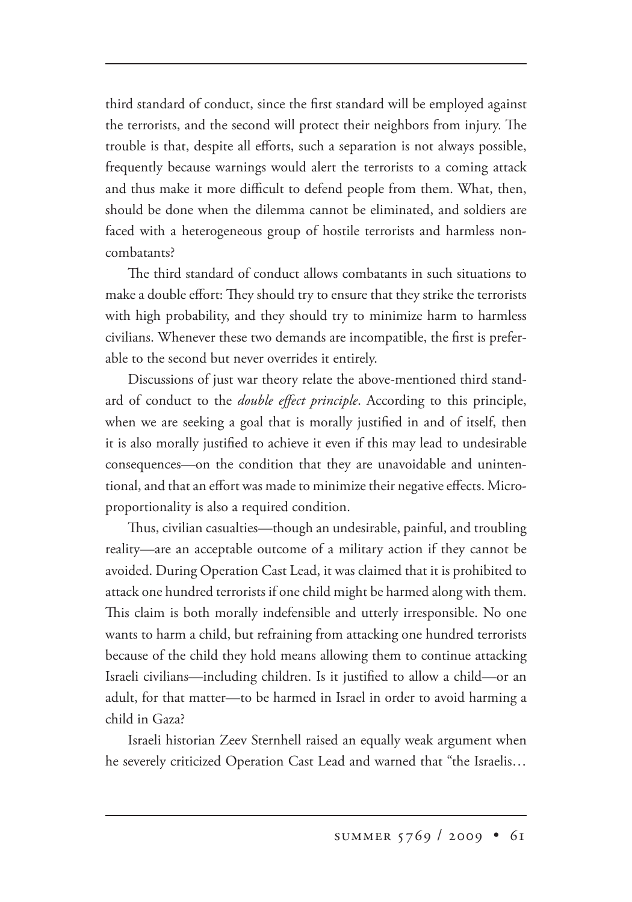third standard of conduct, since the first standard will be employed against the terrorists, and the second will protect their neighbors from injury. The trouble is that, despite all efforts, such a separation is not always possible, frequently because warnings would alert the terrorists to a coming attack and thus make it more difficult to defend people from them. What, then, should be done when the dilemma cannot be eliminated, and soldiers are faced with a heterogeneous group of hostile terrorists and harmless non-combatants?

The third standard of conduct allows combatants in such situations to make a double effort: They should try to ensure that they strike the terrorists with high probability, and they should try to minimize harm to harmless civilians. Whenever these two demands are incompatible, the first is preferable to the second but never overrides it entirely.

Discussions of just war theory relate the above-mentioned third standard of conduct to the *double effect principle*. According to this principle, when we are seeking a goal that is morally justified in and of itself, then it is also morally justified to achieve it even if this may lead to undesirable consequences—on the condition that they are unavoidable and unintentional, and that an effort was made to minimize their negative effects. Micro-proportionality is also a required condition.

Thus, civilian casualties—though an undesirable, painful, and troubling reality—are an acceptable outcome of a military action if they cannot be avoided. During Operation Cast Lead, it was claimed that it is prohibited to attack one hundred terrorists if one child might be harmed along with them. This claim is both morally indefensible and utterly irresponsible. No one wants to harm a child, but refraining from attacking one hundred terrorists because of the child they hold means allowing them to continue attacking Israeli civilians—including children. Is it justified to allow a child—or an adult, for that matter—to be harmed in Israel in order to avoid harming a child in Gaza?

Israeli historian Zeev Sternhell raised an equally weak argument when he severely criticized Operation Cast Lead and warned that "the Israelis…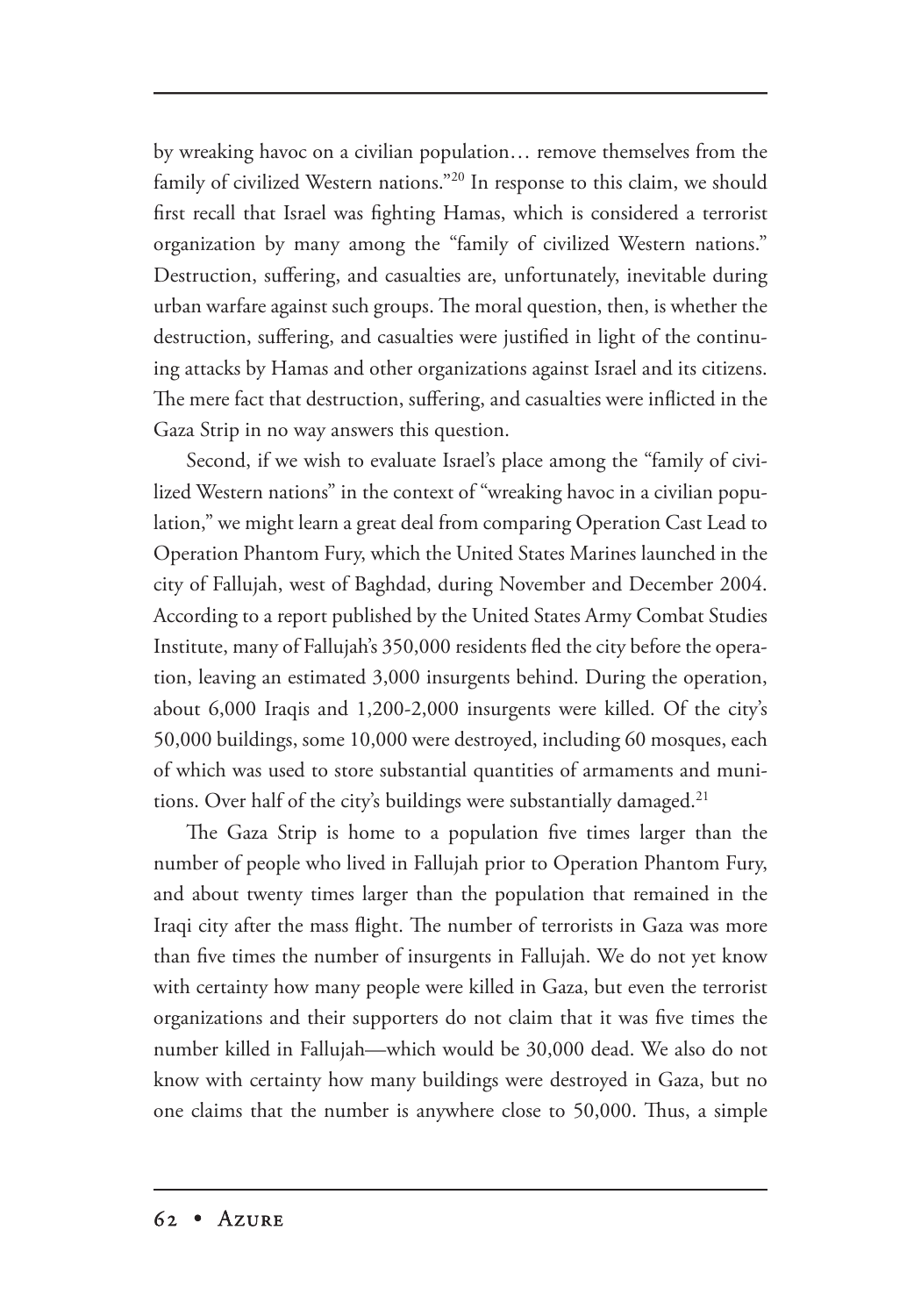by wreaking havoc on a civilian population… remove themselves from the family of civilized Western nations."[20] In response to this claim, we should first recall that Israel was fighting Hamas, which is considered a terrorist organization by many among the "family of civilized Western nations." Destruction, suffering, and casualties are, unfortunately, inevitable during urban warfare against such groups. The moral question, then, is whether the destruction, suffering, and casualties were justified in light of the continuing attacks by Hamas and other organizations against Israel and its citizens. The mere fact that destruction, suffering, and casualties were inflicted in the Gaza Strip in no way answers this question.

Second, if we wish to evaluate Israel's place among the "family of civilized Western nations" in the context of "wreaking havoc in a civilian population," we might learn a great deal from comparing Operation Cast Lead to Operation Phantom Fury, which the United States Marines launched in the city of Fallujah, west of Baghdad, during November and December 2004. According to a report published by the United States Army Combat Studies Institute, many of Fallujah's 350,000 residents fled the city before the operation, leaving an estimated 3,000 insurgents behind. During the operation, about 6,000 Iraqis and 1,200-2,000 insurgents were killed. Of the city's 50,000 buildings, some 10,000 were destroyed, including 60 mosques, each of which was used to store substantial quantities of armaments and munitions. Over half of the city's buildings were substantially damaged.[21]

The Gaza Strip is home to a population five times larger than the number of people who lived in Fallujah prior to Operation Phantom Fury, and about twenty times larger than the population that remained in the Iraqi city after the mass flight. The number of terrorists in Gaza was more than five times the number of insurgents in Fallujah. We do not yet know with certainty how many people were killed in Gaza, but even the terrorist organizations and their supporters do not claim that it was five times the number killed in Fallujah—which would be 30,000 dead. We also do not know with certainty how many buildings were destroyed in Gaza, but no one claims that the number is anywhere close to 50,000. Thus, a simple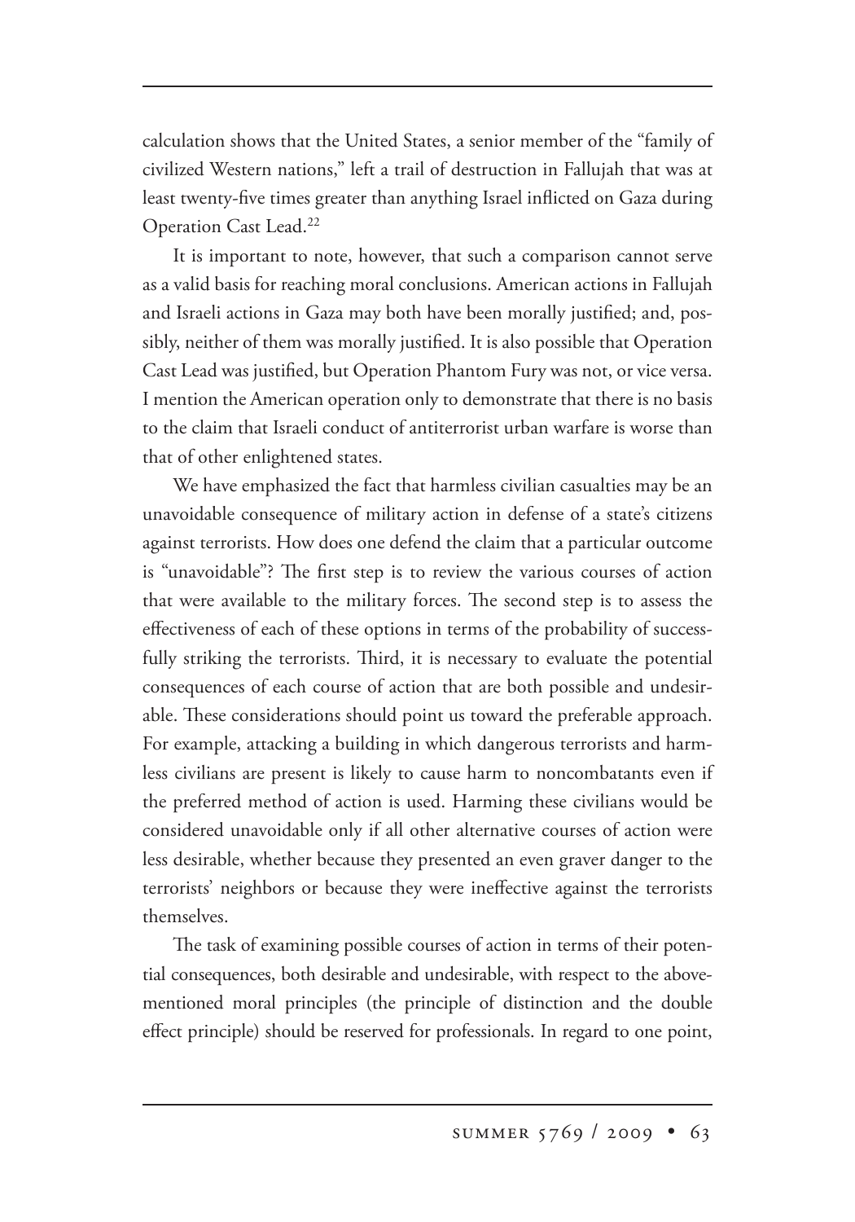calculation shows that the United States, a senior member of the "family of civilized Western nations," left a trail of destruction in Fallujah that was at least twenty-five times greater than anything Israel inflicted on Gaza during Operation Cast Lead.[22]

It is important to note, however, that such a comparison cannot serve as a valid basis for reaching moral conclusions. American actions in Fallujah and Israeli actions in Gaza may both have been morally justified; and, possibly, neither of them was morally justified. It is also possible that Operation Cast Lead was justified, but Operation Phantom Fury was not, or vice versa. I mention the American operation only to demonstrate that there is no basis to the claim that Israeli conduct of antiterrorist urban warfare is worse than that of other enlightened states.

We have emphasized the fact that harmless civilian casualties may be an unavoidable consequence of military action in defense of a state's citizens against terrorists. How does one defend the claim that a particular outcome is "unavoidable"? The first step is to review the various courses of action that were available to the military forces. The second step is to assess the effectiveness of each of these options in terms of the probability of successfully striking the terrorists. Third, it is necessary to evaluate the potential consequences of each course of action that are both possible and undesirable. These considerations should point us toward the preferable approach. For example, attacking a building in which dangerous terrorists and harmless civilians are present is likely to cause harm to noncombatants even if the preferred method of action is used. Harming these civilians would be considered unavoidable only if all other alternative courses of action were less desirable, whether because they presented an even graver danger to the terrorists' neighbors or because they were ineffective against the terrorists themselves.

The task of examining possible courses of action in terms of their potential consequences, both desirable and undesirable, with respect to the above-mentioned moral principles (the principle of distinction and the double effect principle) should be reserved for professionals. In regard to one point,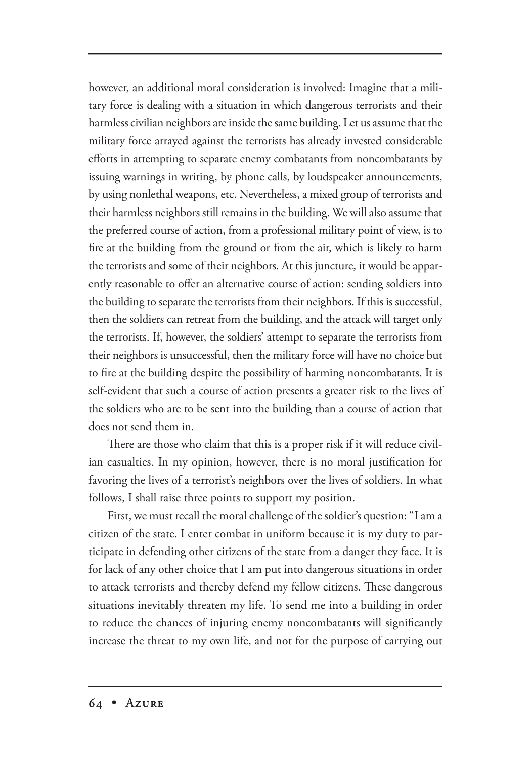however, an additional moral consideration is involved: Imagine that a military force is dealing with a situation in which dangerous terrorists and their harmless civilian neighbors are inside the same building. Let us assume that the military force arrayed against the terrorists has already invested considerable efforts in attempting to separate enemy combatants from noncombatants by issuing warnings in writing, by phone calls, by loudspeaker announcements, by using nonlethal weapons, etc. Nevertheless, a mixed group of terrorists and their harmless neighbors still remains in the building. We will also assume that the preferred course of action, from a professional military point of view, is to fire at the building from the ground or from the air, which is likely to harm the terrorists and some of their neighbors. At this juncture, it would be apparently reasonable to offer an alternative course of action: sending soldiers into the building to separate the terrorists from their neighbors. If this is successful, then the soldiers can retreat from the building, and the attack will target only the terrorists. If, however, the soldiers' attempt to separate the terrorists from their neighbors is unsuccessful, then the military force will have no choice but to fire at the building despite the possibility of harming noncombatants. It is self-evident that such a course of action presents a greater risk to the lives of the soldiers who are to be sent into the building than a course of action that does not send them in.

There are those who claim that this is a proper risk if it will reduce civilian casualties. In my opinion, however, there is no moral justification for favoring the lives of a terrorist's neighbors over the lives of soldiers. In what follows, I shall raise three points to support my position.

First, we must recall the moral challenge of the soldier's question: "I am a citizen of the state. I enter combat in uniform because it is my duty to participate in defending other citizens of the state from a danger they face. It is for lack of any other choice that I am put into dangerous situations in order to attack terrorists and thereby defend my fellow citizens. These dangerous situations inevitably threaten my life. To send me into a building in order to reduce the chances of injuring enemy noncombatants will significantly increase the threat to my own life, and not for the purpose of carrying out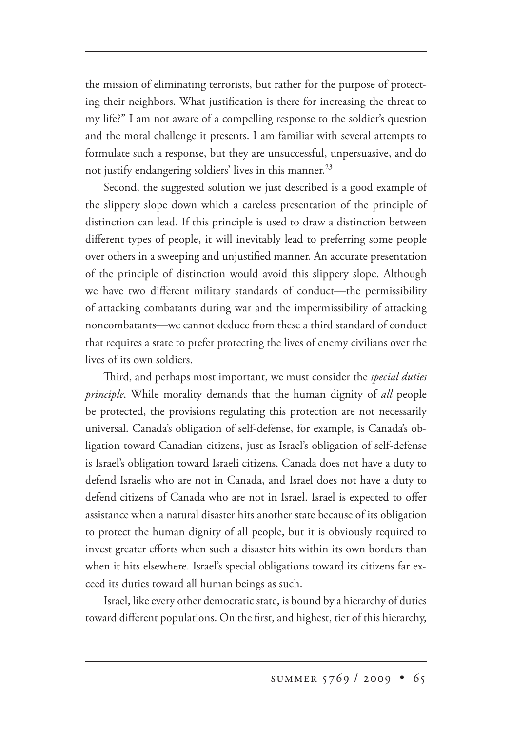the mission of eliminating terrorists, but rather for the purpose of protecting their neighbors. What justification is there for increasing the threat to my life?" I am not aware of a compelling response to the soldier's question and the moral challenge it presents. I am familiar with several attempts to formulate such a response, but they are unsuccessful, unpersuasive, and do not justify endangering soldiers' lives in this manner.[23]

Second, the suggested solution we just described is a good example of the slippery slope down which a careless presentation of the principle of distinction can lead. If this principle is used to draw a distinction between different types of people, it will inevitably lead to preferring some people over others in a sweeping and unjustified manner. An accurate presentation of the principle of distinction would avoid this slippery slope. Although we have two different military standards of conduct—the permissibility of attacking combatants during war and the impermissibility of attacking noncombatants—we cannot deduce from these a third standard of conduct that requires a state to prefer protecting the lives of enemy civilians over the lives of its own soldiers.

Third, and perhaps most important, we must consider the *special duties principle*. While morality demands that the human dignity of *all* people be protected, the provisions regulating this protection are not necessarily universal. Canada's obligation of self-defense, for example, is Canada's obligation toward Canadian citizens, just as Israel's obligation of self-defense is Israel's obligation toward Israeli citizens. Canada does not have a duty to defend Israelis who are not in Canada, and Israel does not have a duty to defend citizens of Canada who are not in Israel. Israel is expected to offer assistance when a natural disaster hits another state because of its obligation to protect the human dignity of all people, but it is obviously required to invest greater efforts when such a disaster hits within its own borders than when it hits elsewhere. Israel's special obligations toward its citizens far exceed its duties toward all human beings as such.

Israel, like every other democratic state, is bound by a hierarchy of duties toward different populations. On the first, and highest, tier of this hierarchy,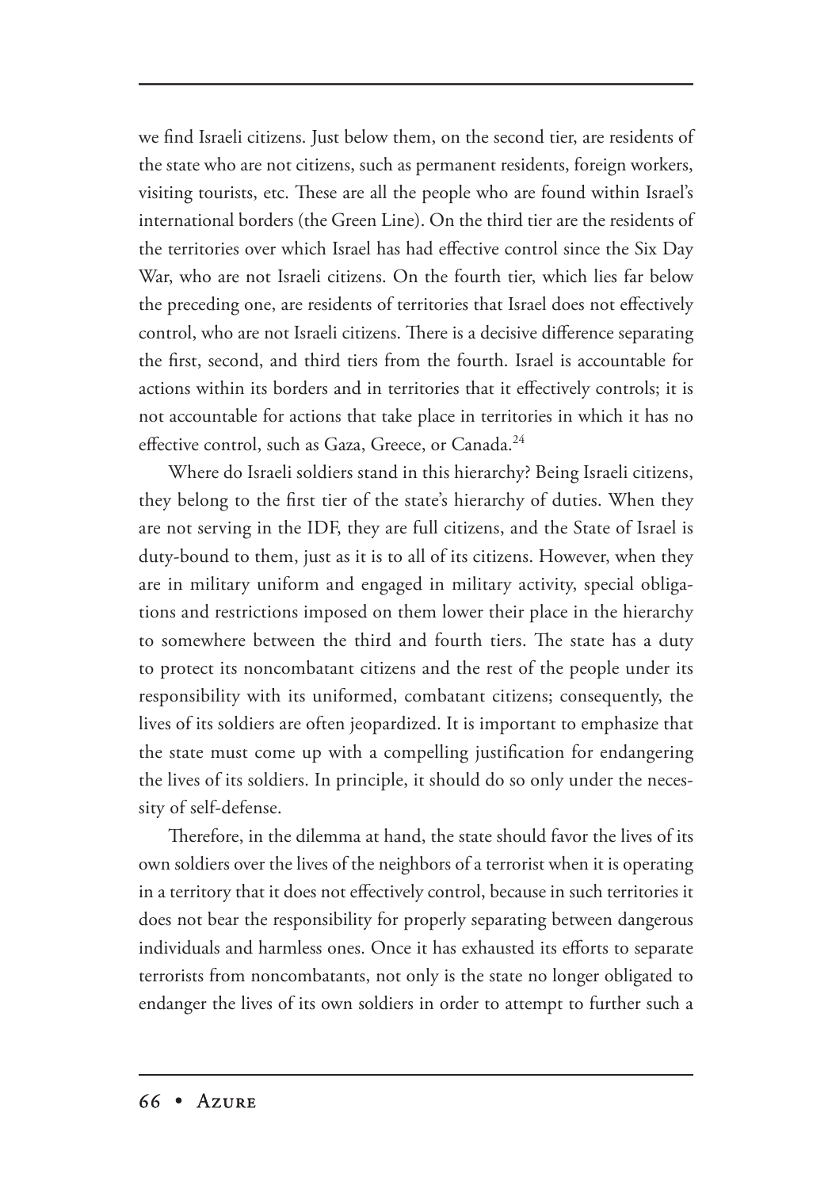we find Israeli citizens. Just below them, on the second tier, are residents of the state who are not citizens, such as permanent residents, foreign workers, visiting tourists, etc. These are all the people who are found within Israel's international borders (the Green Line). On the third tier are the residents of the territories over which Israel has had effective control since the Six Day War, who are not Israeli citizens. On the fourth tier, which lies far below the preceding one, are residents of territories that Israel does not effectively control, who are not Israeli citizens. There is a decisive difference separating the first, second, and third tiers from the fourth. Israel is accountable for actions within its borders and in territories that it effectively controls; it is not accountable for actions that take place in territories in which it has no effective control, such as Gaza, Greece, or Canada.[24]

Where do Israeli soldiers stand in this hierarchy? Being Israeli citizens, they belong to the first tier of the state's hierarchy of duties. When they are not serving in the IDF, they are full citizens, and the State of Israel is duty-bound to them, just as it is to all of its citizens. However, when they are in military uniform and engaged in military activity, special obligations and restrictions imposed on them lower their place in the hierarchy to somewhere between the third and fourth tiers. The state has a duty to protect its noncombatant citizens and the rest of the people under its responsibility with its uniformed, combatant citizens; consequently, the lives of its soldiers are often jeopardized. It is important to emphasize that the state must come up with a compelling justification for endangering the lives of its soldiers. In principle, it should do so only under the necessity of self-defense.

Therefore, in the dilemma at hand, the state should favor the lives of its own soldiers over the lives of the neighbors of a terrorist when it is operating in a territory that it does not effectively control, because in such territories it does not bear the responsibility for properly separating between dangerous individuals and harmless ones. Once it has exhausted its efforts to separate terrorists from noncombatants, not only is the state no longer obligated to endanger the lives of its own soldiers in order to attempt to further such a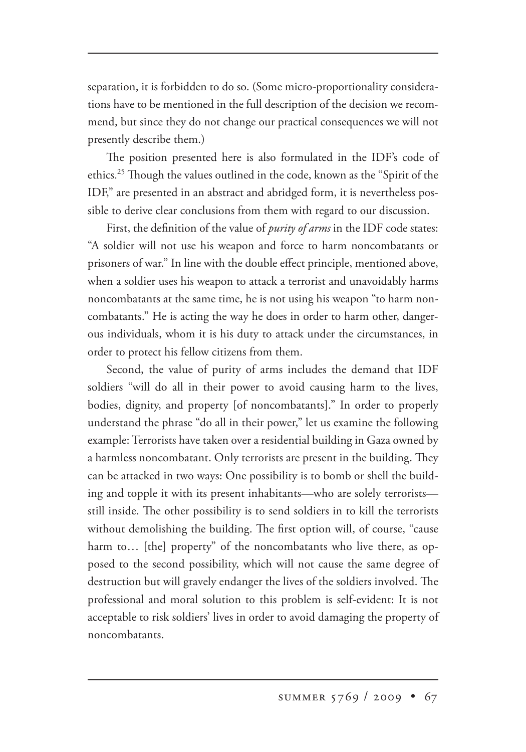separation, it is forbidden to do so. (Some micro-proportionality considerations have to be mentioned in the full description of the decision we recommend, but since they do not change our practical consequences we will not presently describe them.)

The position presented here is also formulated in the IDF's code of ethics.[25] Though the values outlined in the code, known as the "Spirit of the IDF," are presented in an abstract and abridged form, it is nevertheless possible to derive clear conclusions from them with regard to our discussion.

First, the definition of the value of *purity of arms* in the IDF code states: "A soldier will not use his weapon and force to harm noncombatants or prisoners of war." In line with the double effect principle, mentioned above, when a soldier uses his weapon to attack a terrorist and unavoidably harms noncombatants at the same time, he is not using his weapon "to harm noncombatants." He is acting the way he does in order to harm other, dangerous individuals, whom it is his duty to attack under the circumstances, in order to protect his fellow citizens from them.

Second, the value of purity of arms includes the demand that IDF soldiers "will do all in their power to avoid causing harm to the lives, bodies, dignity, and property [of noncombatants]." In order to properly understand the phrase "do all in their power," let us examine the following example: Terrorists have taken over a residential building in Gaza owned by a harmless noncombatant. Only terrorists are present in the building. They can be attacked in two ways: One possibility is to bomb or shell the building and topple it with its present inhabitants—who are solely terrorists—still inside. The other possibility is to send soldiers in to kill the terrorists without demolishing the building. The first option will, of course, "cause harm to… [the] property" of the noncombatants who live there, as opposed to the second possibility, which will not cause the same degree of destruction but will gravely endanger the lives of the soldiers involved. The professional and moral solution to this problem is self-evident: It is not acceptable to risk soldiers' lives in order to avoid damaging the property of noncombatants.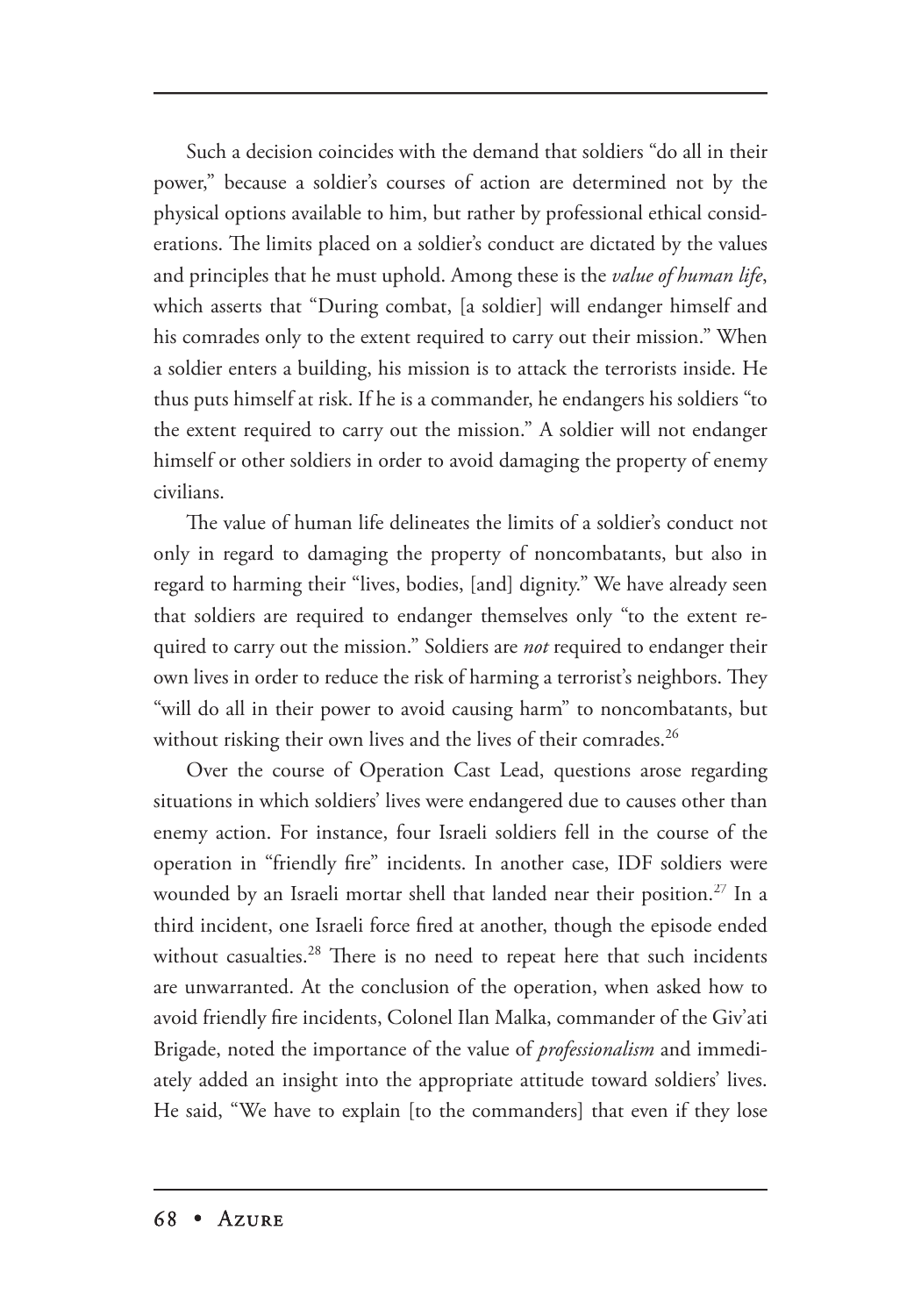Such a decision coincides with the demand that soldiers "do all in their power," because a soldier's courses of action are determined not by the physical options available to him, but rather by professional ethical considerations. The limits placed on a soldier's conduct are dictated by the values and principles that he must uphold. Among these is the *value of human life*, which asserts that "During combat, [a soldier] will endanger himself and his comrades only to the extent required to carry out their mission." When a soldier enters a building, his mission is to attack the terrorists inside. He thus puts himself at risk. If he is a commander, he endangers his soldiers "to the extent required to carry out the mission." A soldier will not endanger himself or other soldiers in order to avoid damaging the property of enemy civilians.

The value of human life delineates the limits of a soldier's conduct not only in regard to damaging the property of noncombatants, but also in regard to harming their "lives, bodies, [and] dignity." We have already seen that soldiers are required to endanger themselves only "to the extent required to carry out the mission." Soldiers are *not* required to endanger their own lives in order to reduce the risk of harming a terrorist's neighbors. They "will do all in their power to avoid causing harm" to noncombatants, but without risking their own lives and the lives of their comrades.[26]

Over the course of Operation Cast Lead, questions arose regarding situations in which soldiers' lives were endangered due to causes other than enemy action. For instance, four Israeli soldiers fell in the course of the operation in "friendly fire" incidents. In another case, IDF soldiers were wounded by an Israeli mortar shell that landed near their position.[27] In a third incident, one Israeli force fired at another, though the episode ended without casualties.[28] There is no need to repeat here that such incidents are unwarranted. At the conclusion of the operation, when asked how to avoid friendly fire incidents, Colonel Ilan Malka, commander of the Giv'ati Brigade, noted the importance of the value of *professionalism* and immediately added an insight into the appropriate attitude toward soldiers' lives. He said, "We have to explain [to the commanders] that even if they lose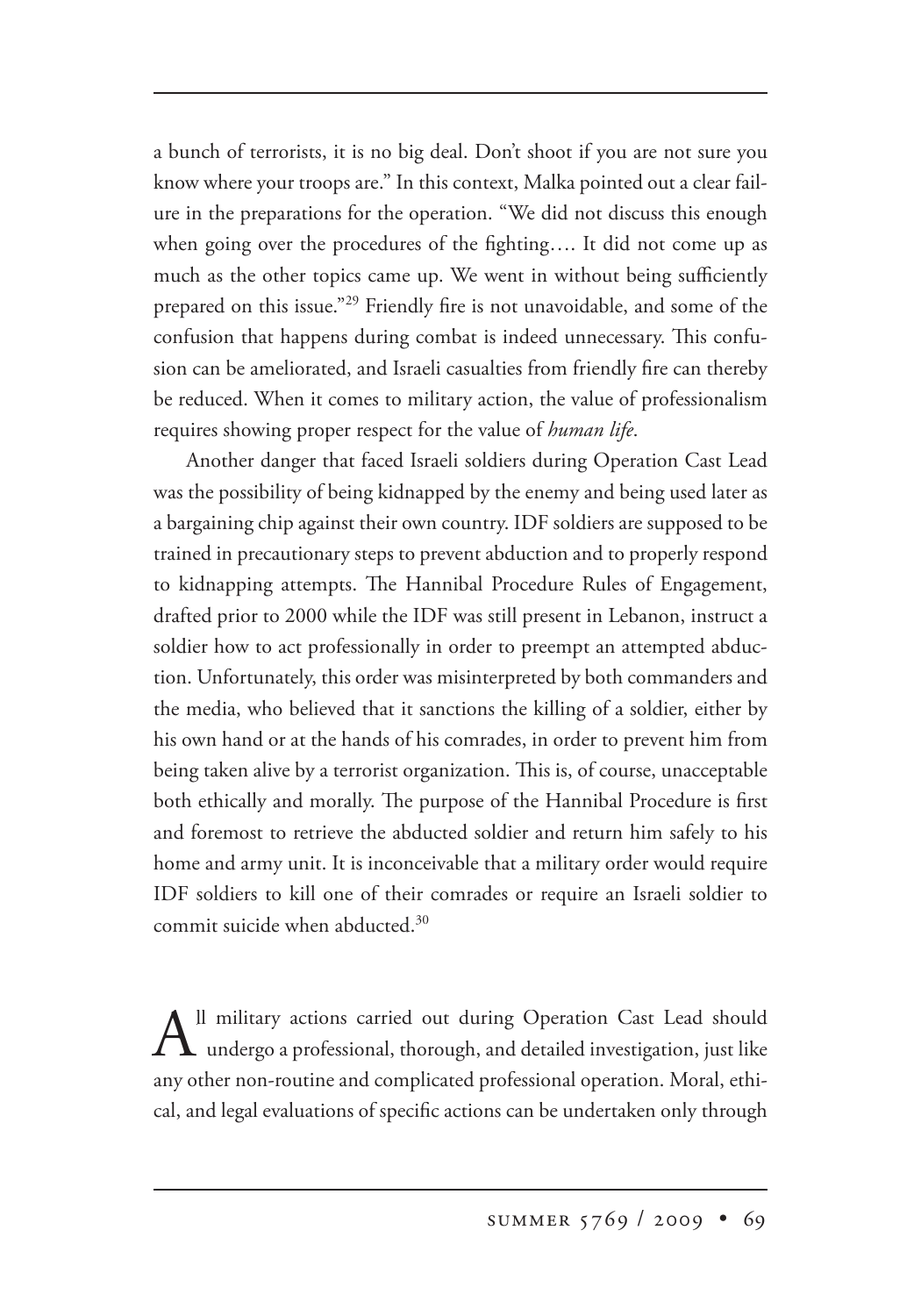a bunch of terrorists, it is no big deal. Don't shoot if you are not sure you know where your troops are." In this context, Malka pointed out a clear failure in the preparations for the operation. "We did not discuss this enough when going over the procedures of the fighting…. It did not come up as much as the other topics came up. We went in without being sufficiently prepared on this issue."[29] Friendly fire is not unavoidable, and some of the confusion that happens during combat is indeed unnecessary. This confusion can be ameliorated, and Israeli casualties from friendly fire can thereby be reduced. When it comes to military action, the value of professionalism requires showing proper respect for the value of *human life*.

Another danger that faced Israeli soldiers during Operation Cast Lead was the possibility of being kidnapped by the enemy and being used later as a bargaining chip against their own country. IDF soldiers are supposed to be trained in precautionary steps to prevent abduction and to properly respond to kidnapping attempts. The Hannibal Procedure Rules of Engagement, drafted prior to 2000 while the IDF was still present in Lebanon, instruct a soldier how to act professionally in order to preempt an attempted abduction. Unfortunately, this order was misinterpreted by both commanders and the media, who believed that it sanctions the killing of a soldier, either by his own hand or at the hands of his comrades, in order to prevent him from being taken alive by a terrorist organization. This is, of course, unacceptable both ethically and morally. The purpose of the Hannibal Procedure is first and foremost to retrieve the abducted soldier and return him safely to his home and army unit. It is inconceivable that a military order would require IDF soldiers to kill one of their comrades or require an Israeli soldier to commit suicide when abducted.[30]

All military actions carried out during Operation Cast Lead should undergo a professional, thorough, and detailed investigation, just like any other non-routine and complicated professional operation. Moral, ethical, and legal evaluations of specific actions can be undertaken only through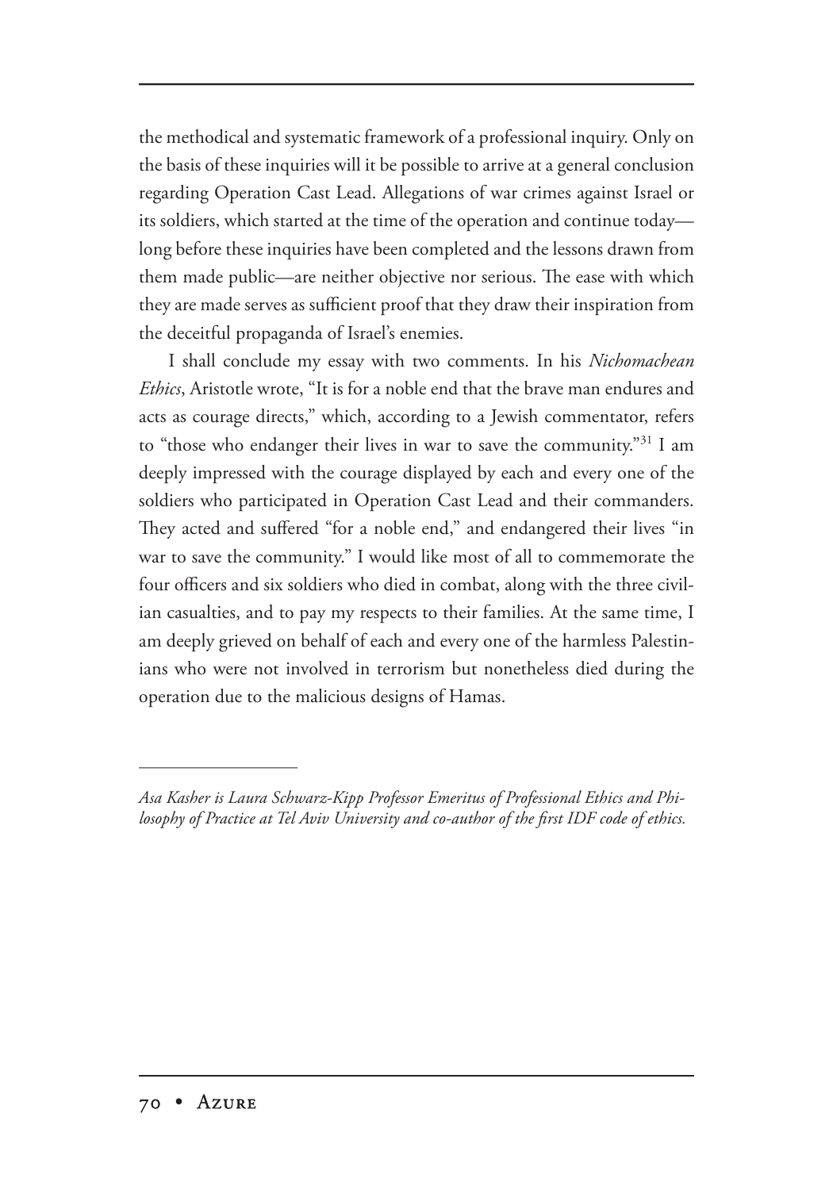the methodical and systematic framework of a professional inquiry. Only on the basis of these inquiries will it be possible to arrive at a general conclusion regarding Operation Cast Lead. Allegations of war crimes against Israel or its soldiers, which started at the time of the operation and continue today—long before these inquiries have been completed and the lessons drawn from them made public—are neither objective nor serious. The ease with which they are made serves as sufficient proof that they draw their inspiration from the deceitful propaganda of Israel's enemies.

I shall conclude my essay with two comments. In his *Nichomachean Ethics*, Aristotle wrote, "It is for a noble end that the brave man endures and acts as courage directs," which, according to a Jewish commentator, refers to "those who endanger their lives in war to save the community."[31] I am deeply impressed with the courage displayed by each and every one of the soldiers who participated in Operation Cast Lead and their commanders. They acted and suffered "for a noble end," and endangered their lives "in war to save the community." I would like most of all to commemorate the four officers and six soldiers who died in combat, along with the three civilian casualties, and to pay my respects to their families. At the same time, I am deeply grieved on behalf of each and every one of the harmless Palestinians who were not involved in terrorism but nonetheless died during the operation due to the malicious designs of Hamas.

---

*Asa Kasher is Laura Schwarz-Kipp Professor Emeritus of Professional Ethics and Philosophy of Practice at Tel Aviv University and co-author of the first IDF code of ethics.*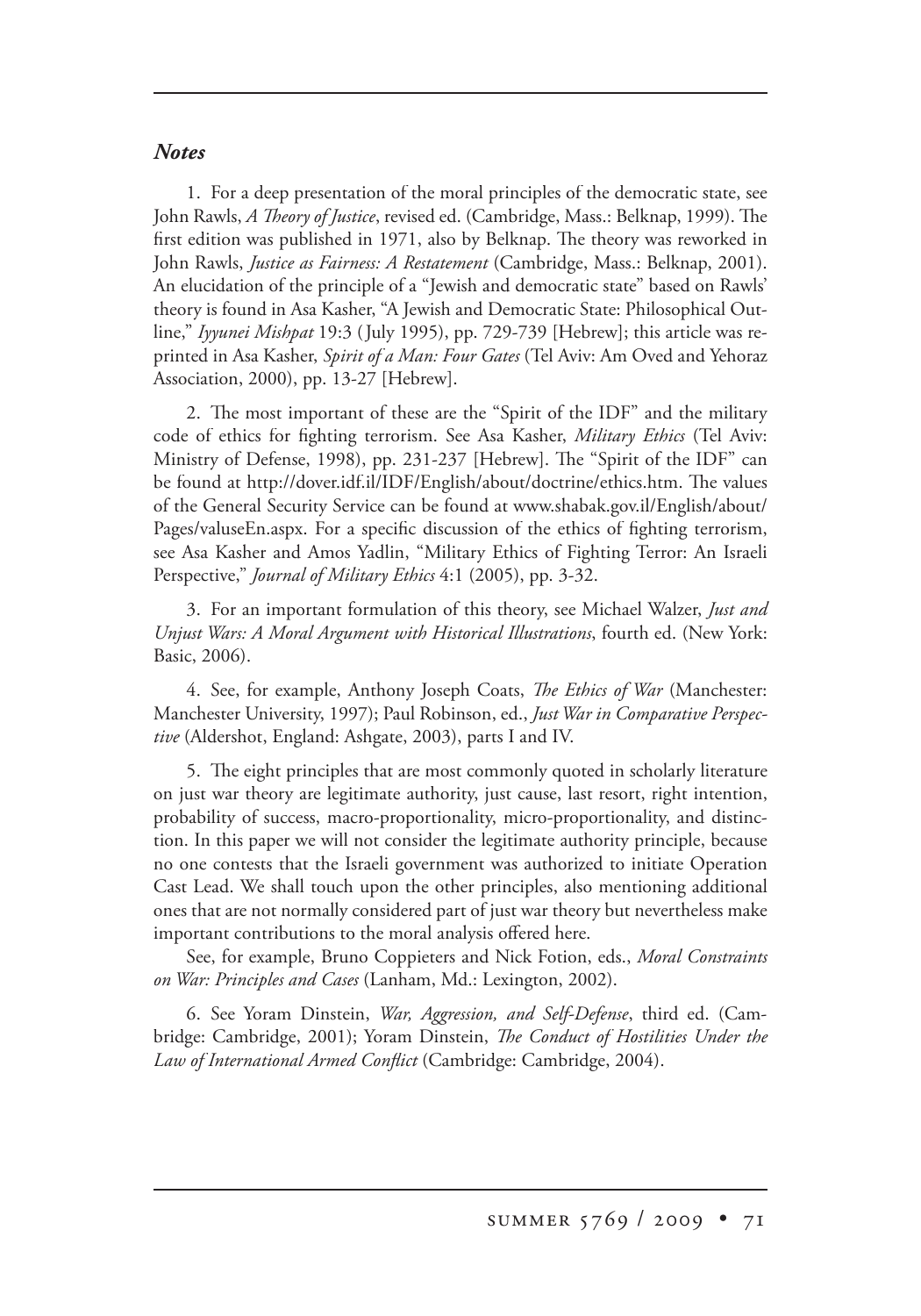### *Notes*

1. For a deep presentation of the moral principles of the democratic state, see John Rawls, *A Theory of Justice*, revised ed. (Cambridge, Mass.: Belknap, 1999). The first edition was published in 1971, also by Belknap. The theory was reworked in John Rawls, *Justice as Fairness: A Restatement* (Cambridge, Mass.: Belknap, 2001). An elucidation of the principle of a "Jewish and democratic state" based on Rawls' theory is found in Asa Kasher, "A Jewish and Democratic State: Philosophical Outline," *Iyyunei Mishpat* 19:3 (July 1995), pp. 729-739 [Hebrew]; this article was reprinted in Asa Kasher, *Spirit of a Man: Four Gates* (Tel Aviv: Am Oved and Yehoraz Association, 2000), pp. 13-27 [Hebrew].

2. The most important of these are the "Spirit of the IDF" and the military code of ethics for fighting terrorism. See Asa Kasher, *Military Ethics* (Tel Aviv: Ministry of Defense, 1998), pp. 231-237 [Hebrew]. The "Spirit of the IDF" can be found at http://dover.idf.il/IDF/English/about/doctrine/ethics.htm. The values of the General Security Service can be found at www.shabak.gov.il/English/about/Pages/valuseEn.aspx. For a specific discussion of the ethics of fighting terrorism, see Asa Kasher and Amos Yadlin, "Military Ethics of Fighting Terror: An Israeli Perspective," *Journal of Military Ethics* 4:1 (2005), pp. 3-32.

3. For an important formulation of this theory, see Michael Walzer, *Just and Unjust Wars: A Moral Argument with Historical Illustrations*, fourth ed. (New York: Basic, 2006).

4. See, for example, Anthony Joseph Coats, *The Ethics of War* (Manchester: Manchester University, 1997); Paul Robinson, ed., *Just War in Comparative Perspective* (Aldershot, England: Ashgate, 2003), parts I and IV.

5. The eight principles that are most commonly quoted in scholarly literature on just war theory are legitimate authority, just cause, last resort, right intention, probability of success, macro-proportionality, micro-proportionality, and distinction. In this paper we will not consider the legitimate authority principle, because no one contests that the Israeli government was authorized to initiate Operation Cast Lead. We shall touch upon the other principles, also mentioning additional ones that are not normally considered part of just war theory but nevertheless make important contributions to the moral analysis offered here.

See, for example, Bruno Coppieters and Nick Fotion, eds., *Moral Constraints on War: Principles and Cases* (Lanham, Md.: Lexington, 2002).

6. See Yoram Dinstein, *War, Aggression, and Self-Defense*, third ed. (Cambridge: Cambridge, 2001); Yoram Dinstein, *The Conduct of Hostilities Under the Law of International Armed Conflict* (Cambridge: Cambridge, 2004).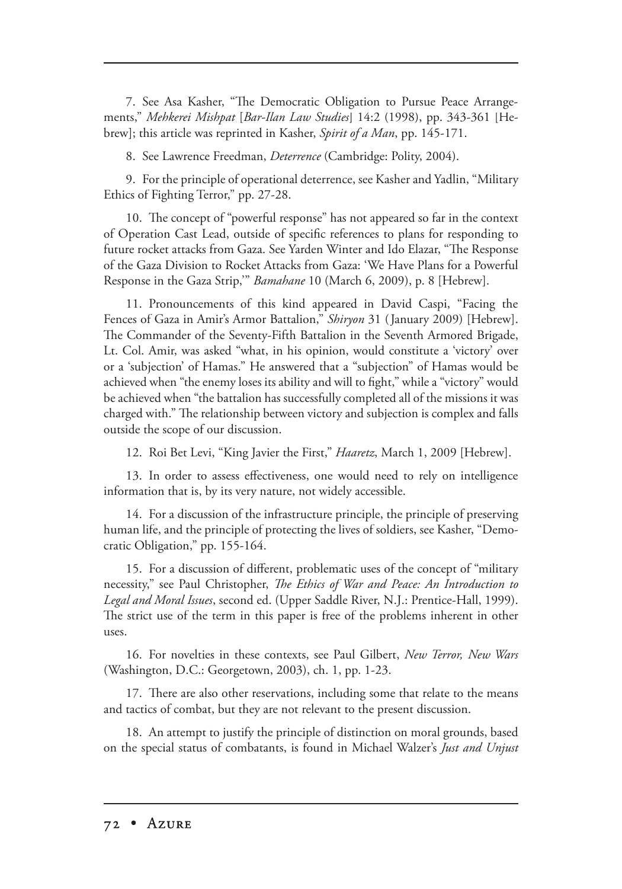7. See Asa Kasher, "The Democratic Obligation to Pursue Peace Arrangements," *Mehkerei Mishpat* [*Bar-Ilan Law Studies*] 14:2 (1998), pp. 343-361 [Hebrew]; this article was reprinted in Kasher, *Spirit of a Man*, pp. 145-171.

8. See Lawrence Freedman, *Deterrence* (Cambridge: Polity, 2004).

9. For the principle of operational deterrence, see Kasher and Yadlin, "Military Ethics of Fighting Terror," pp. 27-28.

10. The concept of "powerful response" has not appeared so far in the context of Operation Cast Lead, outside of specific references to plans for responding to future rocket attacks from Gaza. See Yarden Winter and Ido Elazar, "The Response of the Gaza Division to Rocket Attacks from Gaza: 'We Have Plans for a Powerful Response in the Gaza Strip,'" *Bamahane* 10 (March 6, 2009), p. 8 [Hebrew].

11. Pronouncements of this kind appeared in David Caspi, "Facing the Fences of Gaza in Amir's Armor Battalion," *Shiryon* 31 (January 2009) [Hebrew]. The Commander of the Seventy-Fifth Battalion in the Seventh Armored Brigade, Lt. Col. Amir, was asked "what, in his opinion, would constitute a 'victory' over or a 'subjection' of Hamas." He answered that a "subjection" of Hamas would be achieved when "the enemy loses its ability and will to fight," while a "victory" would be achieved when "the battalion has successfully completed all of the missions it was charged with." The relationship between victory and subjection is complex and falls outside the scope of our discussion.

12. Roi Bet Levi, "King Javier the First," *Haaretz*, March 1, 2009 [Hebrew].

13. In order to assess effectiveness, one would need to rely on intelligence information that is, by its very nature, not widely accessible.

14. For a discussion of the infrastructure principle, the principle of preserving human life, and the principle of protecting the lives of soldiers, see Kasher, "Democratic Obligation," pp. 155-164.

15. For a discussion of different, problematic uses of the concept of "military necessity," see Paul Christopher, *The Ethics of War and Peace: An Introduction to Legal and Moral Issues*, second ed. (Upper Saddle River, N.J.: Prentice-Hall, 1999). The strict use of the term in this paper is free of the problems inherent in other uses.

16. For novelties in these contexts, see Paul Gilbert, *New Terror, New Wars* (Washington, D.C.: Georgetown, 2003), ch. 1, pp. 1-23.

17. There are also other reservations, including some that relate to the means and tactics of combat, but they are not relevant to the present discussion.

18. An attempt to justify the principle of distinction on moral grounds, based on the special status of combatants, is found in Michael Walzer's *Just and Unjust*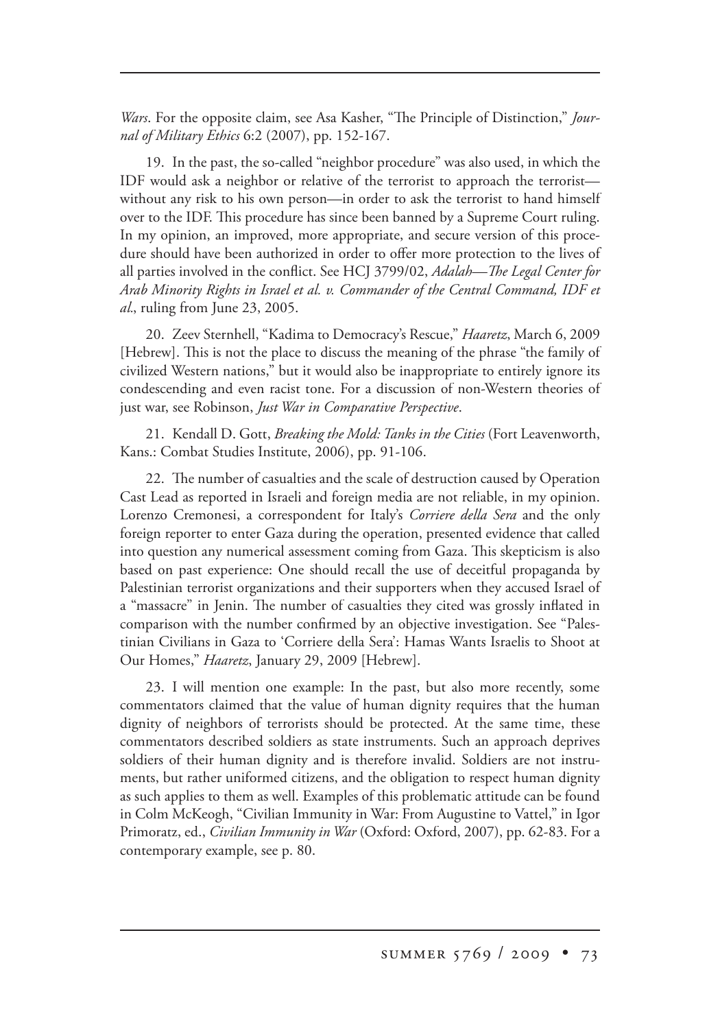*Wars*. For the opposite claim, see Asa Kasher, "The Principle of Distinction," *Journal of Military Ethics* 6:2 (2007), pp. 152-167.

19. In the past, the so-called "neighbor procedure" was also used, in which the IDF would ask a neighbor or relative of the terrorist to approach the terrorist—without any risk to his own person—in order to ask the terrorist to hand himself over to the IDF. This procedure has since been banned by a Supreme Court ruling. In my opinion, an improved, more appropriate, and secure version of this procedure should have been authorized in order to offer more protection to the lives of all parties involved in the conflict. See HCJ 3799/02, *Adalah—The Legal Center for Arab Minority Rights in Israel et al. v. Commander of the Central Command, IDF et al.*, ruling from June 23, 2005.

20. Zeev Sternhell, "Kadima to Democracy's Rescue," *Haaretz*, March 6, 2009 [Hebrew]. This is not the place to discuss the meaning of the phrase "the family of civilized Western nations," but it would also be inappropriate to entirely ignore its condescending and even racist tone. For a discussion of non-Western theories of just war, see Robinson, *Just War in Comparative Perspective*.

21. Kendall D. Gott, *Breaking the Mold: Tanks in the Cities* (Fort Leavenworth, Kans.: Combat Studies Institute, 2006), pp. 91-106.

22. The number of casualties and the scale of destruction caused by Operation Cast Lead as reported in Israeli and foreign media are not reliable, in my opinion. Lorenzo Cremonesi, a correspondent for Italy's *Corriere della Sera* and the only foreign reporter to enter Gaza during the operation, presented evidence that called into question any numerical assessment coming from Gaza. This skepticism is also based on past experience: One should recall the use of deceitful propaganda by Palestinian terrorist organizations and their supporters when they accused Israel of a "massacre" in Jenin. The number of casualties they cited was grossly inflated in comparison with the number confirmed by an objective investigation. See "Palestinian Civilians in Gaza to 'Corriere della Sera': Hamas Wants Israelis to Shoot at Our Homes," *Haaretz*, January 29, 2009 [Hebrew].

23. I will mention one example: In the past, but also more recently, some commentators claimed that the value of human dignity requires that the human dignity of neighbors of terrorists should be protected. At the same time, these commentators described soldiers as state instruments. Such an approach deprives soldiers of their human dignity and is therefore invalid. Soldiers are not instruments, but rather uniformed citizens, and the obligation to respect human dignity as such applies to them as well. Examples of this problematic attitude can be found in Colm McKeogh, "Civilian Immunity in War: From Augustine to Vattel," in Igor Primoratz, ed., *Civilian Immunity in War* (Oxford: Oxford, 2007), pp. 62-83. For a contemporary example, see p. 80.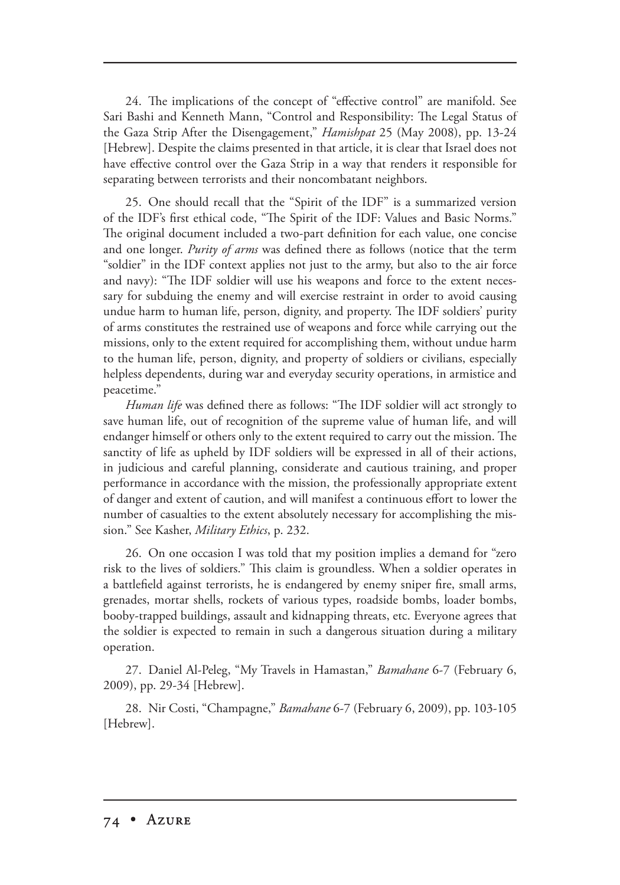24. The implications of the concept of "effective control" are manifold. See Sari Bashi and Kenneth Mann, "Control and Responsibility: The Legal Status of the Gaza Strip After the Disengagement," *Hamishpat* 25 (May 2008), pp. 13-24 [Hebrew]. Despite the claims presented in that article, it is clear that Israel does not have effective control over the Gaza Strip in a way that renders it responsible for separating between terrorists and their noncombatant neighbors.

25. One should recall that the "Spirit of the IDF" is a summarized version of the IDF's first ethical code, "The Spirit of the IDF: Values and Basic Norms." The original document included a two-part definition for each value, one concise and one longer. *Purity of arms* was defined there as follows (notice that the term "soldier" in the IDF context applies not just to the army, but also to the air force and navy): "The IDF soldier will use his weapons and force to the extent necessary for subduing the enemy and will exercise restraint in order to avoid causing undue harm to human life, person, dignity, and property. The IDF soldiers' purity of arms constitutes the restrained use of weapons and force while carrying out the missions, only to the extent required for accomplishing them, without undue harm to the human life, person, dignity, and property of soldiers or civilians, especially helpless dependents, during war and everyday security operations, in armistice and peacetime."

*Human life* was defined there as follows: "The IDF soldier will act strongly to save human life, out of recognition of the supreme value of human life, and will endanger himself or others only to the extent required to carry out the mission. The sanctity of life as upheld by IDF soldiers will be expressed in all of their actions, in judicious and careful planning, considerate and cautious training, and proper performance in accordance with the mission, the professionally appropriate extent of danger and extent of caution, and will manifest a continuous effort to lower the number of casualties to the extent absolutely necessary for accomplishing the mission." See Kasher, *Military Ethics*, p. 232.

26. On one occasion I was told that my position implies a demand for "zero risk to the lives of soldiers." This claim is groundless. When a soldier operates in a battlefield against terrorists, he is endangered by enemy sniper fire, small arms, grenades, mortar shells, rockets of various types, roadside bombs, loader bombs, booby-trapped buildings, assault and kidnapping threats, etc. Everyone agrees that the soldier is expected to remain in such a dangerous situation during a military operation.

27. Daniel Al-Peleg, "My Travels in Hamastan," *Bamahane* 6-7 (February 6, 2009), pp. 29-34 [Hebrew].

28. Nir Costi, "Champagne," *Bamahane* 6-7 (February 6, 2009), pp. 103-105 [Hebrew].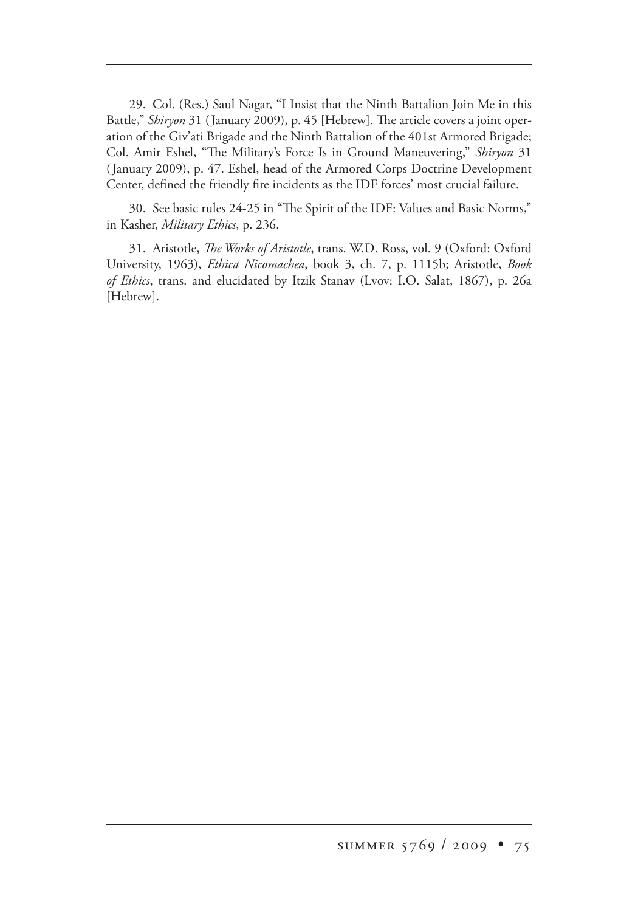29. Col. (Res.) Saul Nagar, "I Insist that the Ninth Battalion Join Me in this Battle," *Shiryon* 31 (January 2009), p. 45 [Hebrew]. The article covers a joint operation of the Giv'ati Brigade and the Ninth Battalion of the 401st Armored Brigade; Col. Amir Eshel, "The Military's Force Is in Ground Maneuvering," *Shiryon* 31 (January 2009), p. 47. Eshel, head of the Armored Corps Doctrine Development Center, defined the friendly fire incidents as the IDF forces' most crucial failure.

30. See basic rules 24-25 in "The Spirit of the IDF: Values and Basic Norms," in Kasher, *Military Ethics*, p. 236.

31. Aristotle, *The Works of Aristotle*, trans. W.D. Ross, vol. 9 (Oxford: Oxford University, 1963), *Ethica Nicomachea*, book 3, ch. 7, p. 1115b; Aristotle, *Book of Ethics*, trans. and elucidated by Itzik Stanav (Lvov: I.O. Salat, 1867), p. 26a [Hebrew].